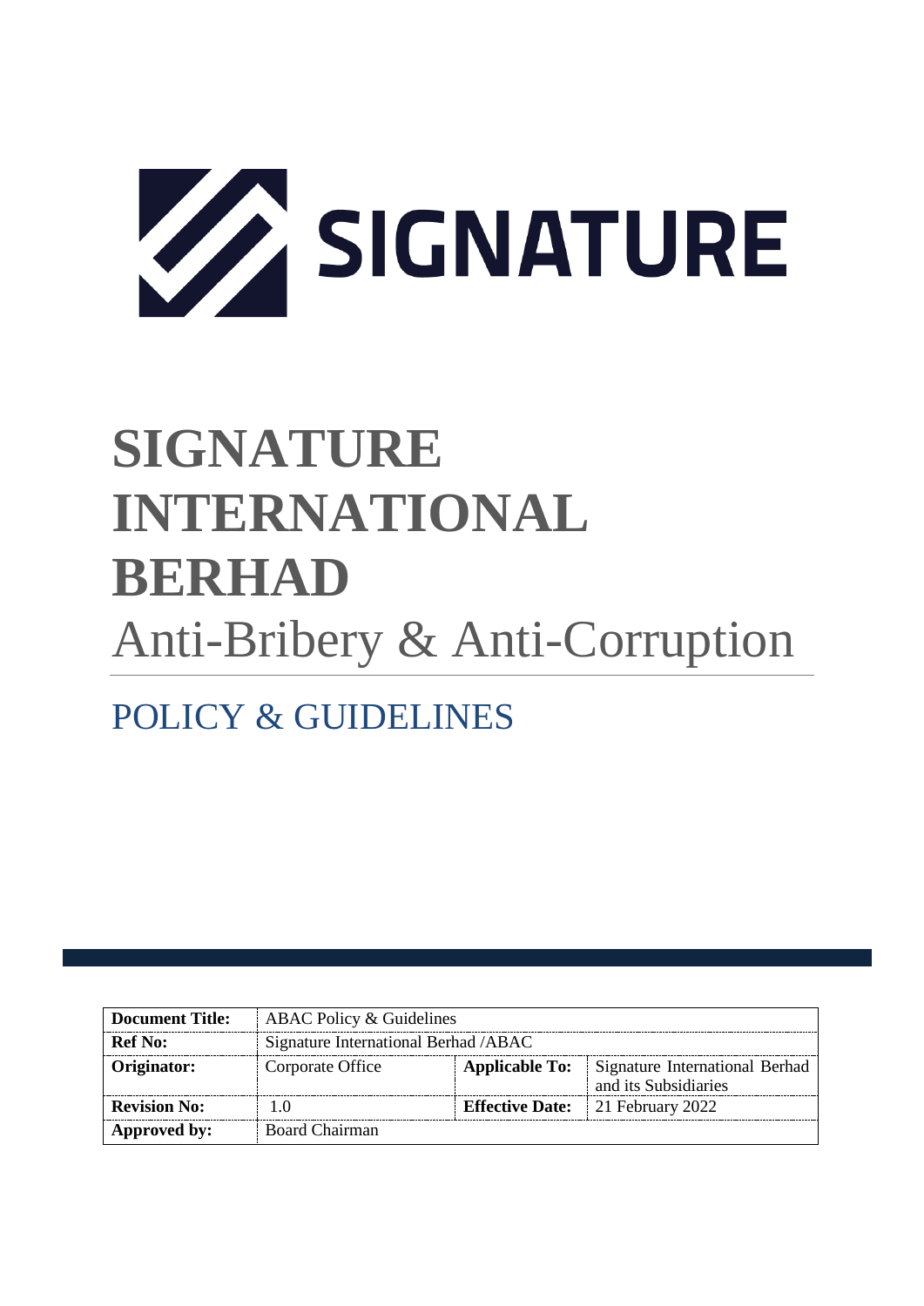SIGNATURE

# SIGNATURE INTERNATIONAL BERHAD

Anti-Bribery & Anti-Corruption

## POLICY & GUIDELINES

| **Document Title:** | ABAC Policy & Guidelines | | |
|---|---|---|---|
| **Ref No:** | Signature International Berhad /ABAC | | |
| **Originator:** | Corporate Office | **Applicable To:** | Signature International Berhad and its Subsidiaries |
| **Revision No:** | 1.0 | **Effective Date:** | 21 February 2022 |
| **Approved by:** | Board Chairman | | |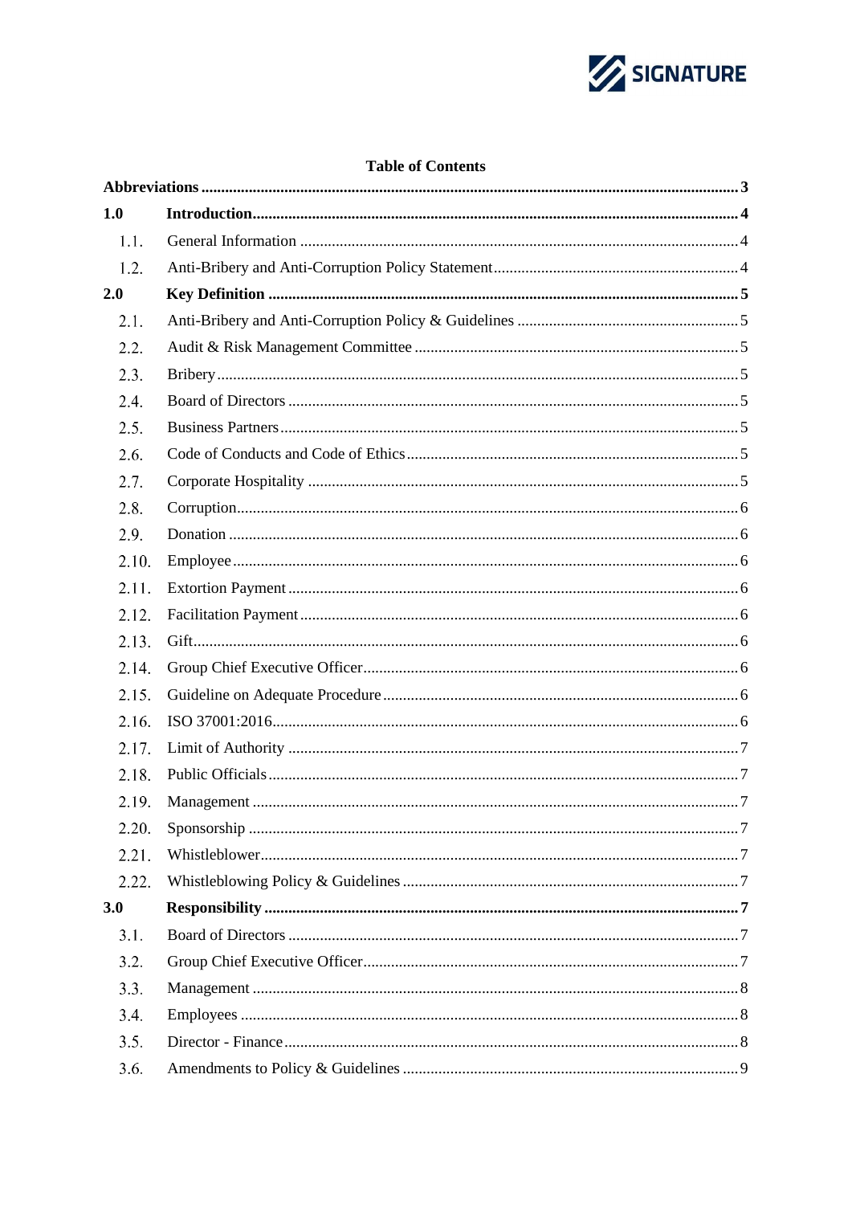**Table of Contents**

| | | |
|---|---|---|
| **Abbreviations** | | **3** |
| **1.0** | **Introduction** | **4** |
| 1.1. | General Information | 4 |
| 1.2. | Anti-Bribery and Anti-Corruption Policy Statement | 4 |
| **2.0** | **Key Definition** | **5** |
| 2.1. | Anti-Bribery and Anti-Corruption Policy & Guidelines | 5 |
| 2.2. | Audit & Risk Management Committee | 5 |
| 2.3. | Bribery | 5 |
| 2.4. | Board of Directors | 5 |
| 2.5. | Business Partners | 5 |
| 2.6. | Code of Conducts and Code of Ethics | 5 |
| 2.7. | Corporate Hospitality | 5 |
| 2.8. | Corruption | 6 |
| 2.9. | Donation | 6 |
| 2.10. | Employee | 6 |
| 2.11. | Extortion Payment | 6 |
| 2.12. | Facilitation Payment | 6 |
| 2.13. | Gift | 6 |
| 2.14. | Group Chief Executive Officer | 6 |
| 2.15. | Guideline on Adequate Procedure | 6 |
| 2.16. | ISO 37001:2016 | 6 |
| 2.17. | Limit of Authority | 7 |
| 2.18. | Public Officials | 7 |
| 2.19. | Management | 7 |
| 2.20. | Sponsorship | 7 |
| 2.21. | Whistleblower | 7 |
| 2.22. | Whistleblowing Policy & Guidelines | 7 |
| **3.0** | **Responsibility** | **7** |
| 3.1. | Board of Directors | 7 |
| 3.2. | Group Chief Executive Officer | 7 |
| 3.3. | Management | 8 |
| 3.4. | Employees | 8 |
| 3.5. | Director - Finance | 8 |
| 3.6. | Amendments to Policy & Guidelines | 9 |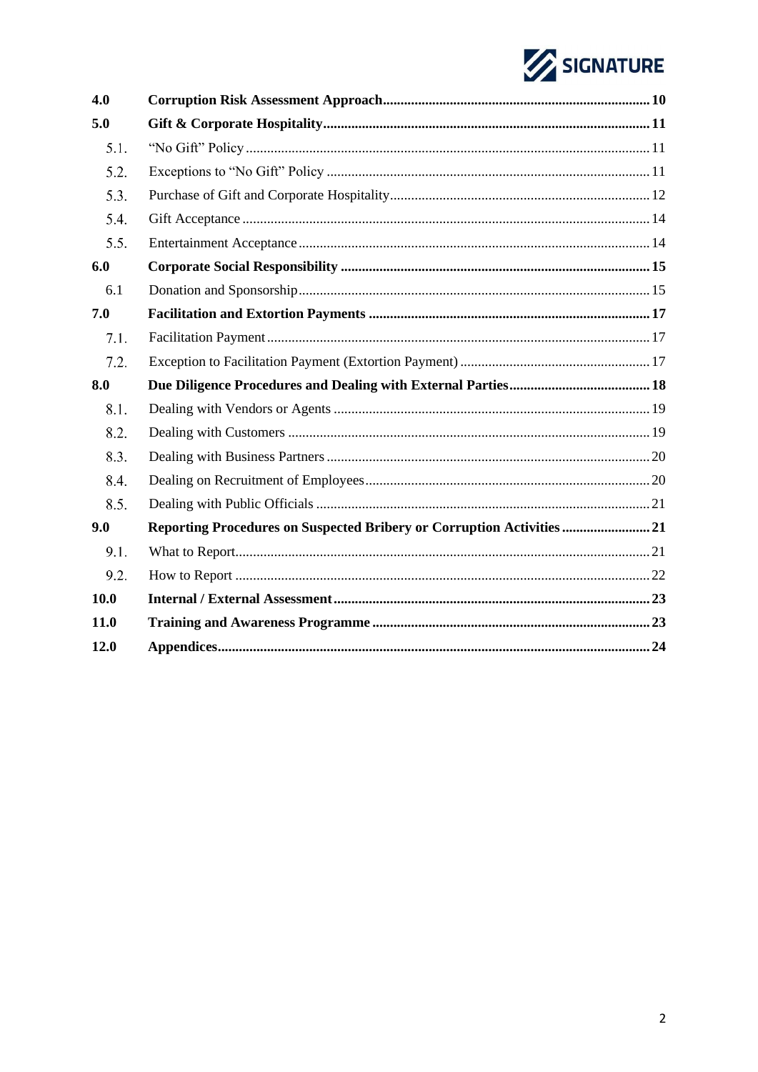| | | |
|---|---|---|
| **4.0** | **Corruption Risk Assessment Approach** | **10** |
| **5.0** | **Gift & Corporate Hospitality** | **11** |
| 5.1. | "No Gift" Policy | 11 |
| 5.2. | Exceptions to "No Gift" Policy | 11 |
| 5.3. | Purchase of Gift and Corporate Hospitality | 12 |
| 5.4. | Gift Acceptance | 14 |
| 5.5. | Entertainment Acceptance | 14 |
| **6.0** | **Corporate Social Responsibility** | **15** |
| 6.1 | Donation and Sponsorship | 15 |
| **7.0** | **Facilitation and Extortion Payments** | **17** |
| 7.1. | Facilitation Payment | 17 |
| 7.2. | Exception to Facilitation Payment (Extortion Payment) | 17 |
| **8.0** | **Due Diligence Procedures and Dealing with External Parties** | **18** |
| 8.1. | Dealing with Vendors or Agents | 19 |
| 8.2. | Dealing with Customers | 19 |
| 8.3. | Dealing with Business Partners | 20 |
| 8.4. | Dealing on Recruitment of Employees | 20 |
| 8.5. | Dealing with Public Officials | 21 |
| **9.0** | **Reporting Procedures on Suspected Bribery or Corruption Activities** | **21** |
| 9.1. | What to Report | 21 |
| 9.2. | How to Report | 22 |
| **10.0** | **Internal / External Assessment** | **23** |
| **11.0** | **Training and Awareness Programme** | **23** |
| **12.0** | **Appendices** | **24** |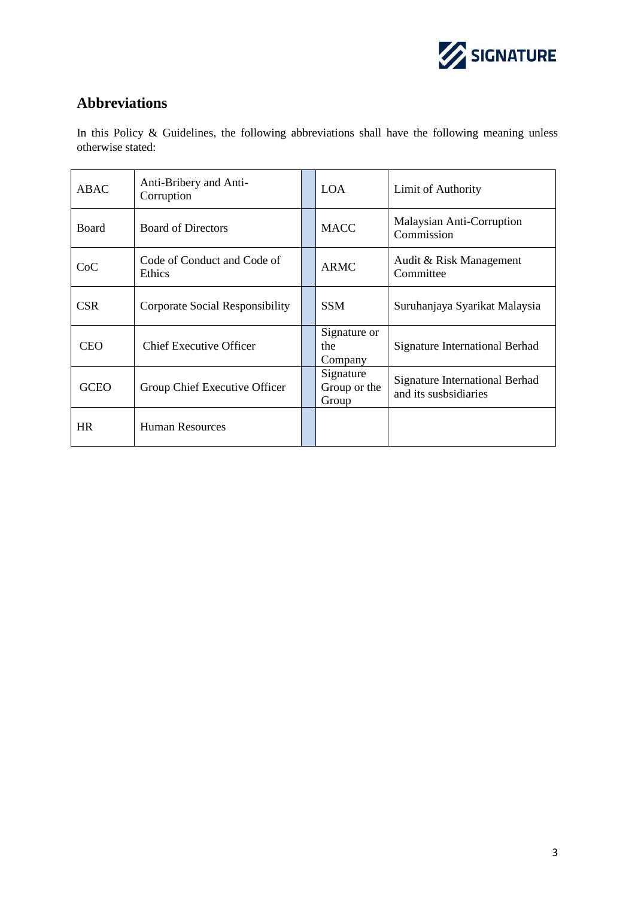## Abbreviations

In this Policy & Guidelines, the following abbreviations shall have the following meaning unless otherwise stated:

| | | | | |
|---|---|---|---|---|
| ABAC | Anti-Bribery and Anti-Corruption | | LOA | Limit of Authority |
| Board | Board of Directors | | MACC | Malaysian Anti-Corruption Commission |
| CoC | Code of Conduct and Code of Ethics | | ARMC | Audit & Risk Management Committee |
| CSR | Corporate Social Responsibility | | SSM | Suruhanjaya Syarikat Malaysia |
| CEO | Chief Executive Officer | | Signature or the Company | Signature International Berhad |
| GCEO | Group Chief Executive Officer | | Signature Group or the Group | Signature International Berhad and its susbsidiaries |
| HR | Human Resources | | | |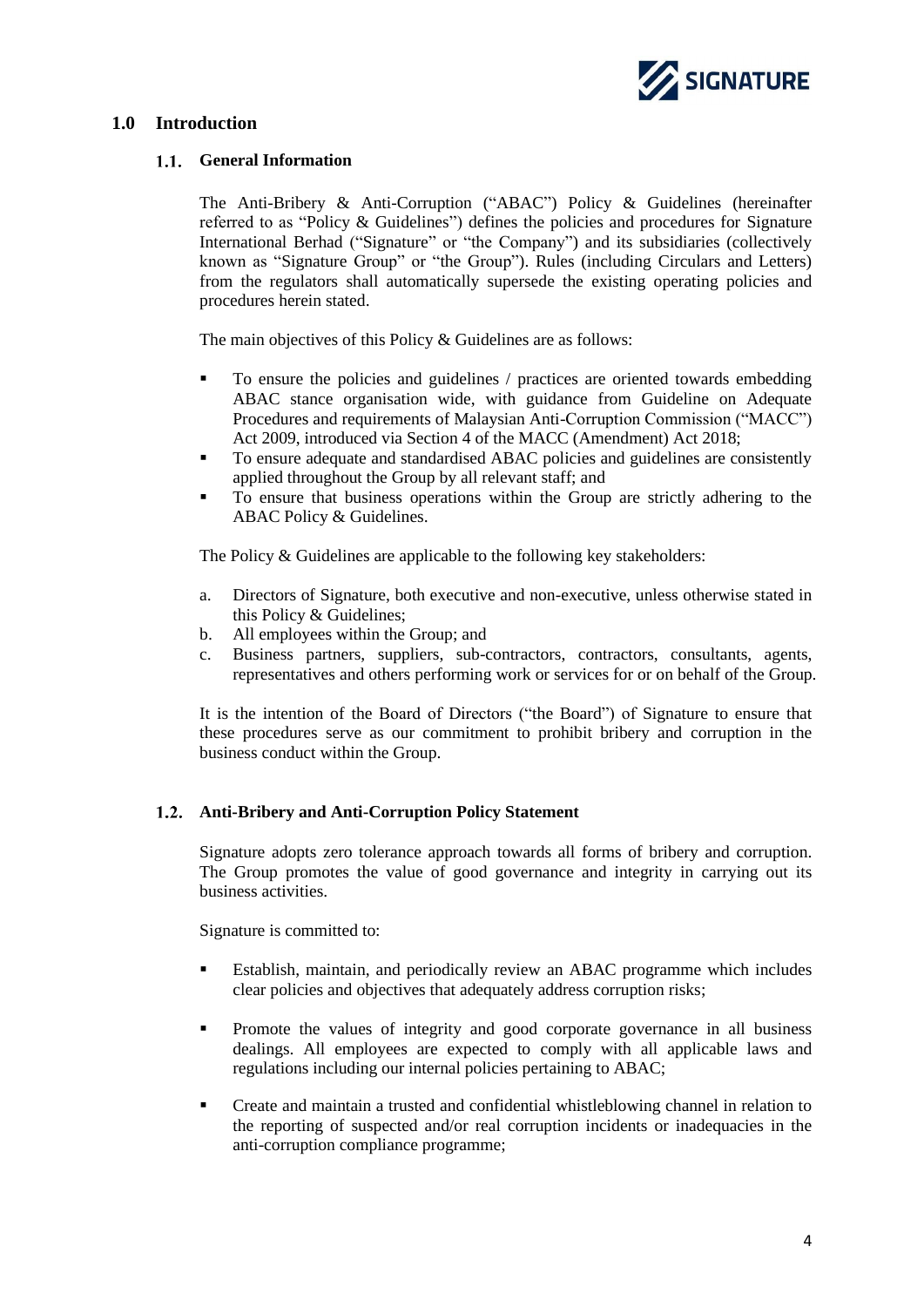# 1.0 Introduction

## 1.1. General Information

The Anti-Bribery & Anti-Corruption ("ABAC") Policy & Guidelines (hereinafter referred to as "Policy & Guidelines") defines the policies and procedures for Signature International Berhad ("Signature" or "the Company") and its subsidiaries (collectively known as "Signature Group" or "the Group"). Rules (including Circulars and Letters) from the regulators shall automatically supersede the existing operating policies and procedures herein stated.

The main objectives of this Policy & Guidelines are as follows:

- To ensure the policies and guidelines / practices are oriented towards embedding ABAC stance organisation wide, with guidance from Guideline on Adequate Procedures and requirements of Malaysian Anti-Corruption Commission ("MACC") Act 2009, introduced via Section 4 of the MACC (Amendment) Act 2018;
- To ensure adequate and standardised ABAC policies and guidelines are consistently applied throughout the Group by all relevant staff; and
- To ensure that business operations within the Group are strictly adhering to the ABAC Policy & Guidelines.

The Policy & Guidelines are applicable to the following key stakeholders:

a. Directors of Signature, both executive and non-executive, unless otherwise stated in this Policy & Guidelines;
b. All employees within the Group; and
c. Business partners, suppliers, sub-contractors, contractors, consultants, agents, representatives and others performing work or services for or on behalf of the Group.

It is the intention of the Board of Directors ("the Board") of Signature to ensure that these procedures serve as our commitment to prohibit bribery and corruption in the business conduct within the Group.

## 1.2. Anti-Bribery and Anti-Corruption Policy Statement

Signature adopts zero tolerance approach towards all forms of bribery and corruption. The Group promotes the value of good governance and integrity in carrying out its business activities.

Signature is committed to:

- Establish, maintain, and periodically review an ABAC programme which includes clear policies and objectives that adequately address corruption risks;
- Promote the values of integrity and good corporate governance in all business dealings. All employees are expected to comply with all applicable laws and regulations including our internal policies pertaining to ABAC;
- Create and maintain a trusted and confidential whistleblowing channel in relation to the reporting of suspected and/or real corruption incidents or inadequacies in the anti-corruption compliance programme;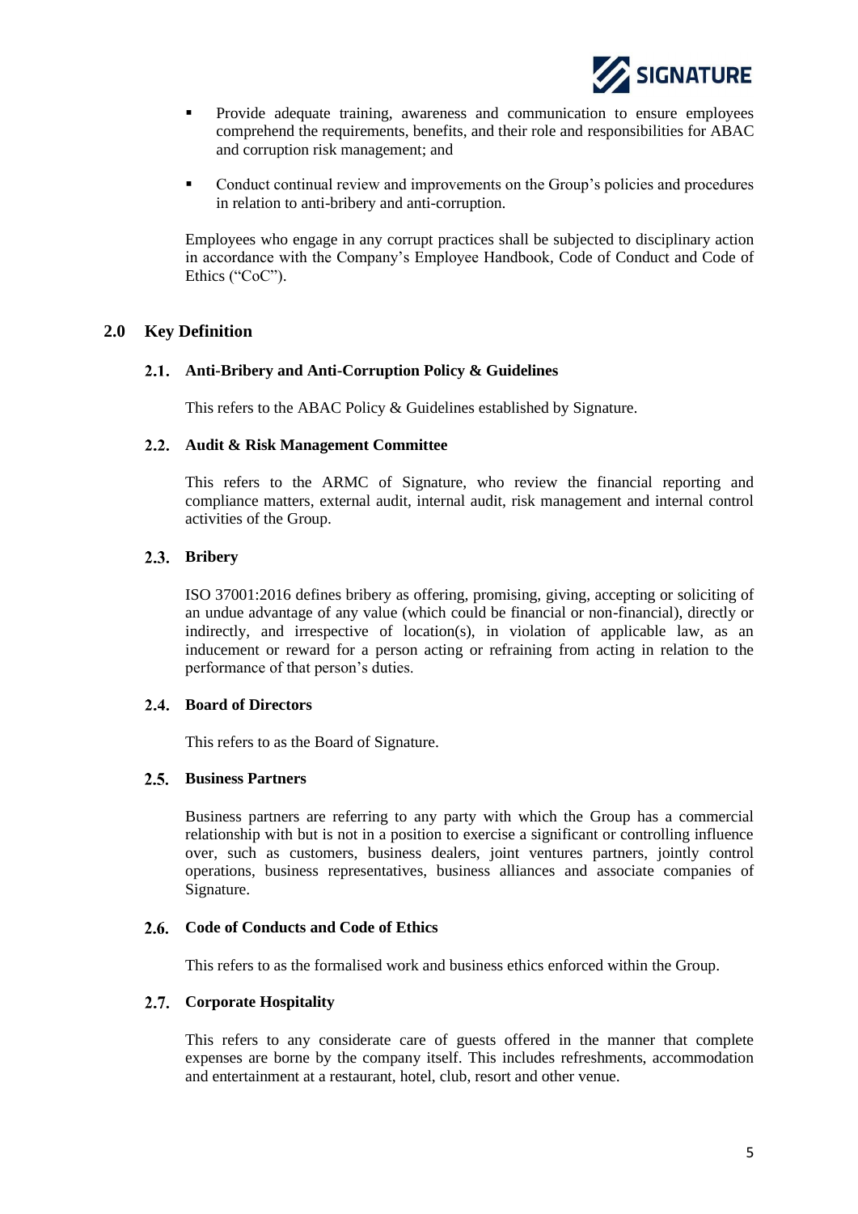- Provide adequate training, awareness and communication to ensure employees comprehend the requirements, benefits, and their role and responsibilities for ABAC and corruption risk management; and
- Conduct continual review and improvements on the Group's policies and procedures in relation to anti-bribery and anti-corruption.

Employees who engage in any corrupt practices shall be subjected to disciplinary action in accordance with the Company's Employee Handbook, Code of Conduct and Code of Ethics ("CoC").

## 2.0 Key Definition

### 2.1. Anti-Bribery and Anti-Corruption Policy & Guidelines

This refers to the ABAC Policy & Guidelines established by Signature.

### 2.2. Audit & Risk Management Committee

This refers to the ARMC of Signature, who review the financial reporting and compliance matters, external audit, internal audit, risk management and internal control activities of the Group.

### 2.3. Bribery

ISO 37001:2016 defines bribery as offering, promising, giving, accepting or soliciting of an undue advantage of any value (which could be financial or non-financial), directly or indirectly, and irrespective of location(s), in violation of applicable law, as an inducement or reward for a person acting or refraining from acting in relation to the performance of that person's duties.

### 2.4. Board of Directors

This refers to as the Board of Signature.

### 2.5. Business Partners

Business partners are referring to any party with which the Group has a commercial relationship with but is not in a position to exercise a significant or controlling influence over, such as customers, business dealers, joint ventures partners, jointly control operations, business representatives, business alliances and associate companies of Signature.

### 2.6. Code of Conducts and Code of Ethics

This refers to as the formalised work and business ethics enforced within the Group.

### 2.7. Corporate Hospitality

This refers to any considerate care of guests offered in the manner that complete expenses are borne by the company itself. This includes refreshments, accommodation and entertainment at a restaurant, hotel, club, resort and other venue.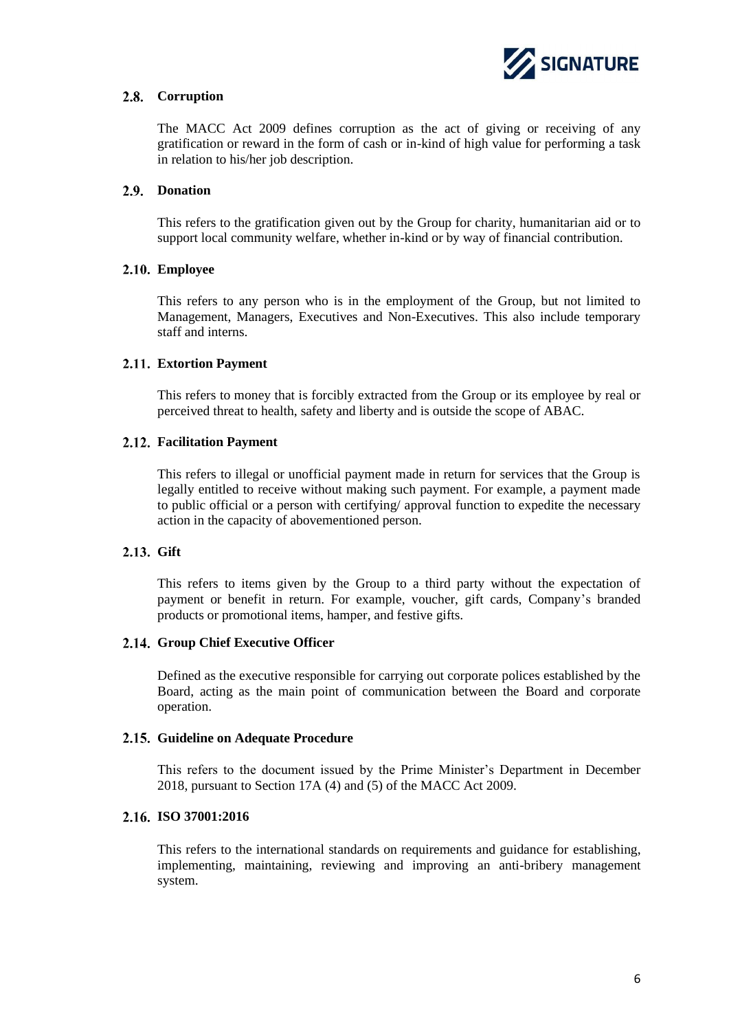### 2.8. Corruption

The MACC Act 2009 defines corruption as the act of giving or receiving of any gratification or reward in the form of cash or in-kind of high value for performing a task in relation to his/her job description.

### 2.9. Donation

This refers to the gratification given out by the Group for charity, humanitarian aid or to support local community welfare, whether in-kind or by way of financial contribution.

### 2.10. Employee

This refers to any person who is in the employment of the Group, but not limited to Management, Managers, Executives and Non-Executives. This also include temporary staff and interns.

### 2.11. Extortion Payment

This refers to money that is forcibly extracted from the Group or its employee by real or perceived threat to health, safety and liberty and is outside the scope of ABAC.

### 2.12. Facilitation Payment

This refers to illegal or unofficial payment made in return for services that the Group is legally entitled to receive without making such payment. For example, a payment made to public official or a person with certifying/ approval function to expedite the necessary action in the capacity of abovementioned person.

### 2.13. Gift

This refers to items given by the Group to a third party without the expectation of payment or benefit in return. For example, voucher, gift cards, Company's branded products or promotional items, hamper, and festive gifts.

### 2.14. Group Chief Executive Officer

Defined as the executive responsible for carrying out corporate polices established by the Board, acting as the main point of communication between the Board and corporate operation.

### 2.15. Guideline on Adequate Procedure

This refers to the document issued by the Prime Minister's Department in December 2018, pursuant to Section 17A (4) and (5) of the MACC Act 2009.

### 2.16. ISO 37001:2016

This refers to the international standards on requirements and guidance for establishing, implementing, maintaining, reviewing and improving an anti-bribery management system.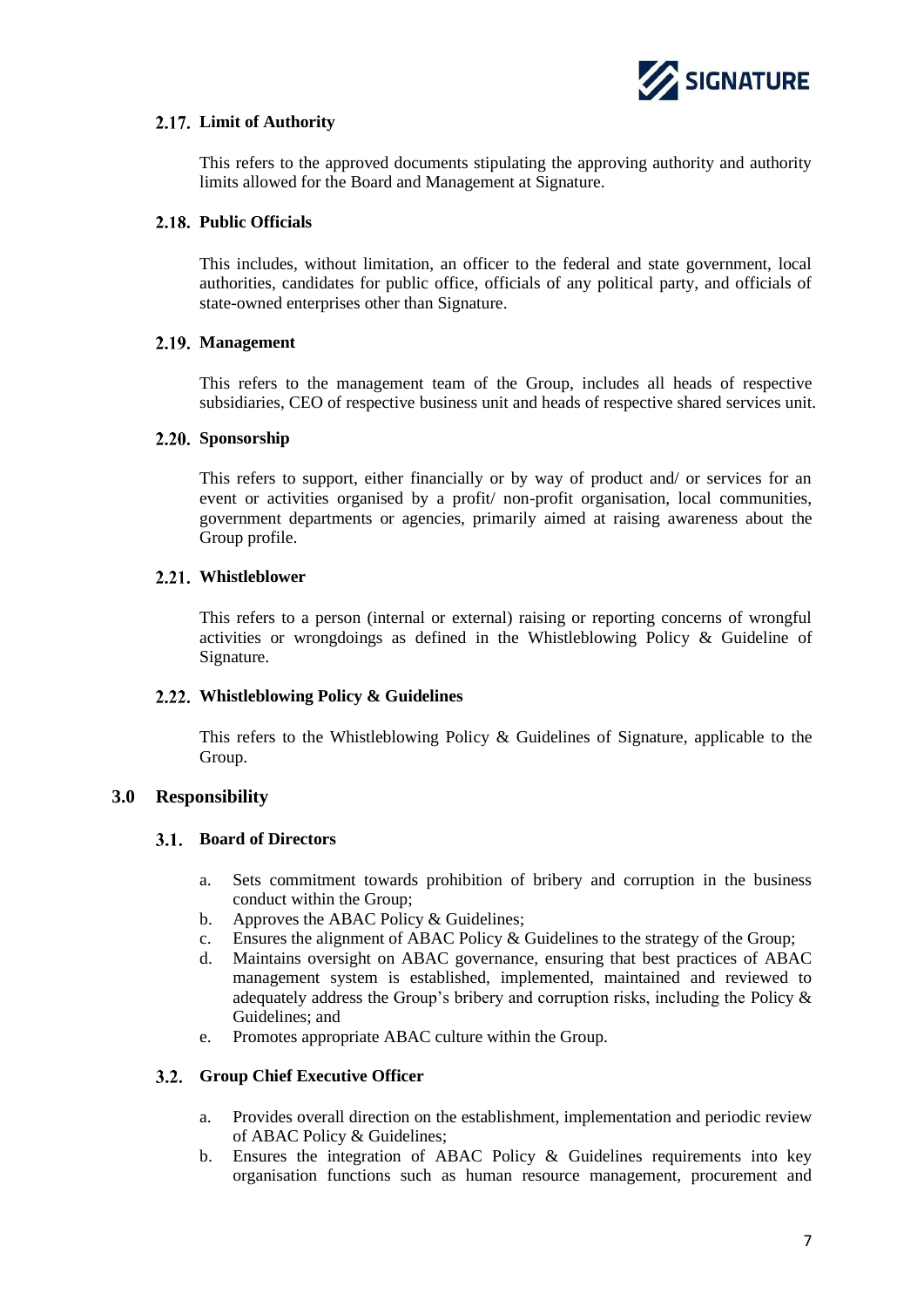### 2.17. Limit of Authority

This refers to the approved documents stipulating the approving authority and authority limits allowed for the Board and Management at Signature.

### 2.18. Public Officials

This includes, without limitation, an officer to the federal and state government, local authorities, candidates for public office, officials of any political party, and officials of state-owned enterprises other than Signature.

### 2.19. Management

This refers to the management team of the Group, includes all heads of respective subsidiaries, CEO of respective business unit and heads of respective shared services unit.

### 2.20. Sponsorship

This refers to support, either financially or by way of product and/ or services for an event or activities organised by a profit/ non-profit organisation, local communities, government departments or agencies, primarily aimed at raising awareness about the Group profile.

### 2.21. Whistleblower

This refers to a person (internal or external) raising or reporting concerns of wrongful activities or wrongdoings as defined in the Whistleblowing Policy & Guideline of Signature.

### 2.22. Whistleblowing Policy & Guidelines

This refers to the Whistleblowing Policy & Guidelines of Signature, applicable to the Group.

## 3.0 Responsibility

### 3.1. Board of Directors

a. Sets commitment towards prohibition of bribery and corruption in the business conduct within the Group;
b. Approves the ABAC Policy & Guidelines;
c. Ensures the alignment of ABAC Policy & Guidelines to the strategy of the Group;
d. Maintains oversight on ABAC governance, ensuring that best practices of ABAC management system is established, implemented, maintained and reviewed to adequately address the Group's bribery and corruption risks, including the Policy & Guidelines; and
e. Promotes appropriate ABAC culture within the Group.

### 3.2. Group Chief Executive Officer

a. Provides overall direction on the establishment, implementation and periodic review of ABAC Policy & Guidelines;
b. Ensures the integration of ABAC Policy & Guidelines requirements into key organisation functions such as human resource management, procurement and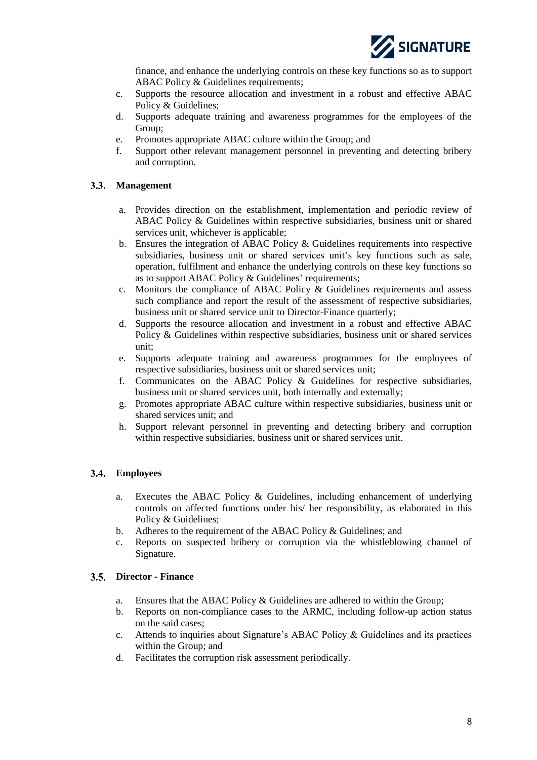finance, and enhance the underlying controls on these key functions so as to support ABAC Policy & Guidelines requirements;

c. Supports the resource allocation and investment in a robust and effective ABAC Policy & Guidelines;
d. Supports adequate training and awareness programmes for the employees of the Group;
e. Promotes appropriate ABAC culture within the Group; and
f. Support other relevant management personnel in preventing and detecting bribery and corruption.

### 3.3. Management

a. Provides direction on the establishment, implementation and periodic review of ABAC Policy & Guidelines within respective subsidiaries, business unit or shared services unit, whichever is applicable;
b. Ensures the integration of ABAC Policy & Guidelines requirements into respective subsidiaries, business unit or shared services unit's key functions such as sale, operation, fulfilment and enhance the underlying controls on these key functions so as to support ABAC Policy & Guidelines' requirements;
c. Monitors the compliance of ABAC Policy & Guidelines requirements and assess such compliance and report the result of the assessment of respective subsidiaries, business unit or shared service unit to Director-Finance quarterly;
d. Supports the resource allocation and investment in a robust and effective ABAC Policy & Guidelines within respective subsidiaries, business unit or shared services unit;
e. Supports adequate training and awareness programmes for the employees of respective subsidiaries, business unit or shared services unit;
f. Communicates on the ABAC Policy & Guidelines for respective subsidiaries, business unit or shared services unit, both internally and externally;
g. Promotes appropriate ABAC culture within respective subsidiaries, business unit or shared services unit; and
h. Support relevant personnel in preventing and detecting bribery and corruption within respective subsidiaries, business unit or shared services unit.

### 3.4. Employees

a. Executes the ABAC Policy & Guidelines, including enhancement of underlying controls on affected functions under his/ her responsibility, as elaborated in this Policy & Guidelines;
b. Adheres to the requirement of the ABAC Policy & Guidelines; and
c. Reports on suspected bribery or corruption via the whistleblowing channel of Signature.

### 3.5. Director - Finance

a. Ensures that the ABAC Policy & Guidelines are adhered to within the Group;
b. Reports on non-compliance cases to the ARMC, including follow-up action status on the said cases;
c. Attends to inquiries about Signature's ABAC Policy & Guidelines and its practices within the Group; and
d. Facilitates the corruption risk assessment periodically.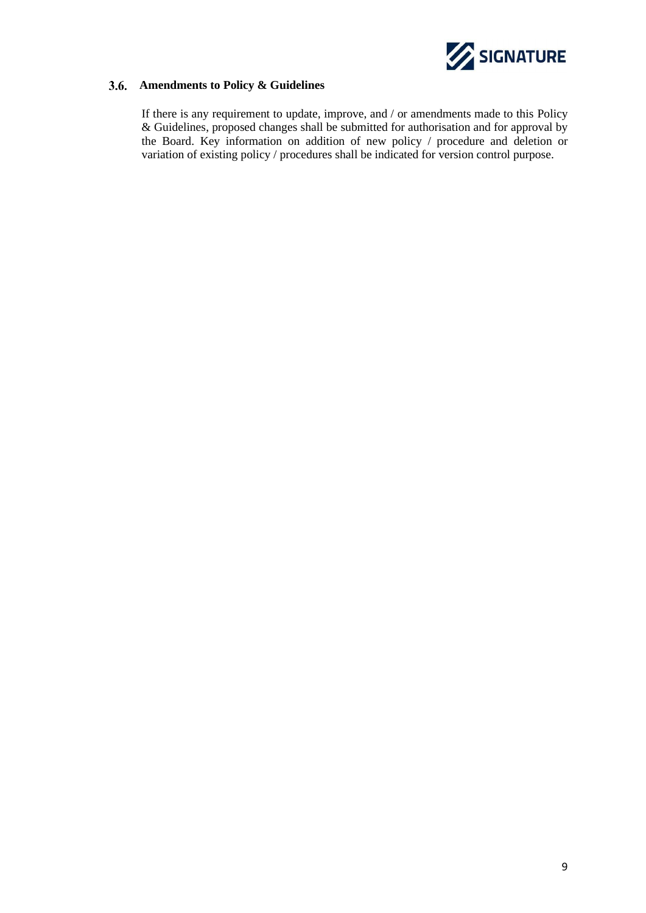### 3.6. Amendments to Policy & Guidelines

If there is any requirement to update, improve, and / or amendments made to this Policy & Guidelines, proposed changes shall be submitted for authorisation and for approval by the Board. Key information on addition of new policy / procedure and deletion or variation of existing policy / procedures shall be indicated for version control purpose.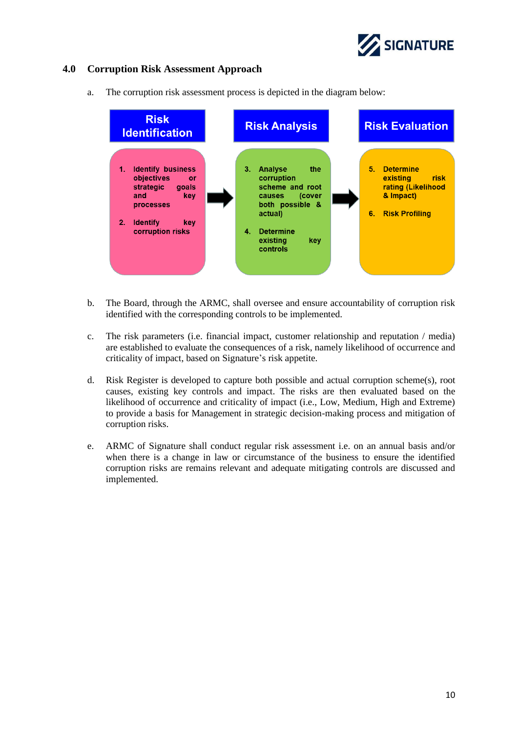## 4.0 Corruption Risk Assessment Approach

a. The corruption risk assessment process is depicted in the diagram below:

| Risk Identification | | Risk Analysis | | Risk Evaluation |
|---|---|---|---|---|
| 1. Identify business objectives or strategic goals and key processes<br><br>2. Identify key corruption risks | → | 3. Analyse the corruption scheme and root causes (cover both possible & actual)<br><br>4. Determine existing key controls | → | 5. Determine existing risk rating (Likelihood & Impact)<br><br>6. Risk Profiling |

b. The Board, through the ARMC, shall oversee and ensure accountability of corruption risk identified with the corresponding controls to be implemented.

c. The risk parameters (i.e. financial impact, customer relationship and reputation / media) are established to evaluate the consequences of a risk, namely likelihood of occurrence and criticality of impact, based on Signature's risk appetite.

d. Risk Register is developed to capture both possible and actual corruption scheme(s), root causes, existing key controls and impact. The risks are then evaluated based on the likelihood of occurrence and criticality of impact (i.e., Low, Medium, High and Extreme) to provide a basis for Management in strategic decision-making process and mitigation of corruption risks.

e. ARMC of Signature shall conduct regular risk assessment i.e. on an annual basis and/or when there is a change in law or circumstance of the business to ensure the identified corruption risks are remains relevant and adequate mitigating controls are discussed and implemented.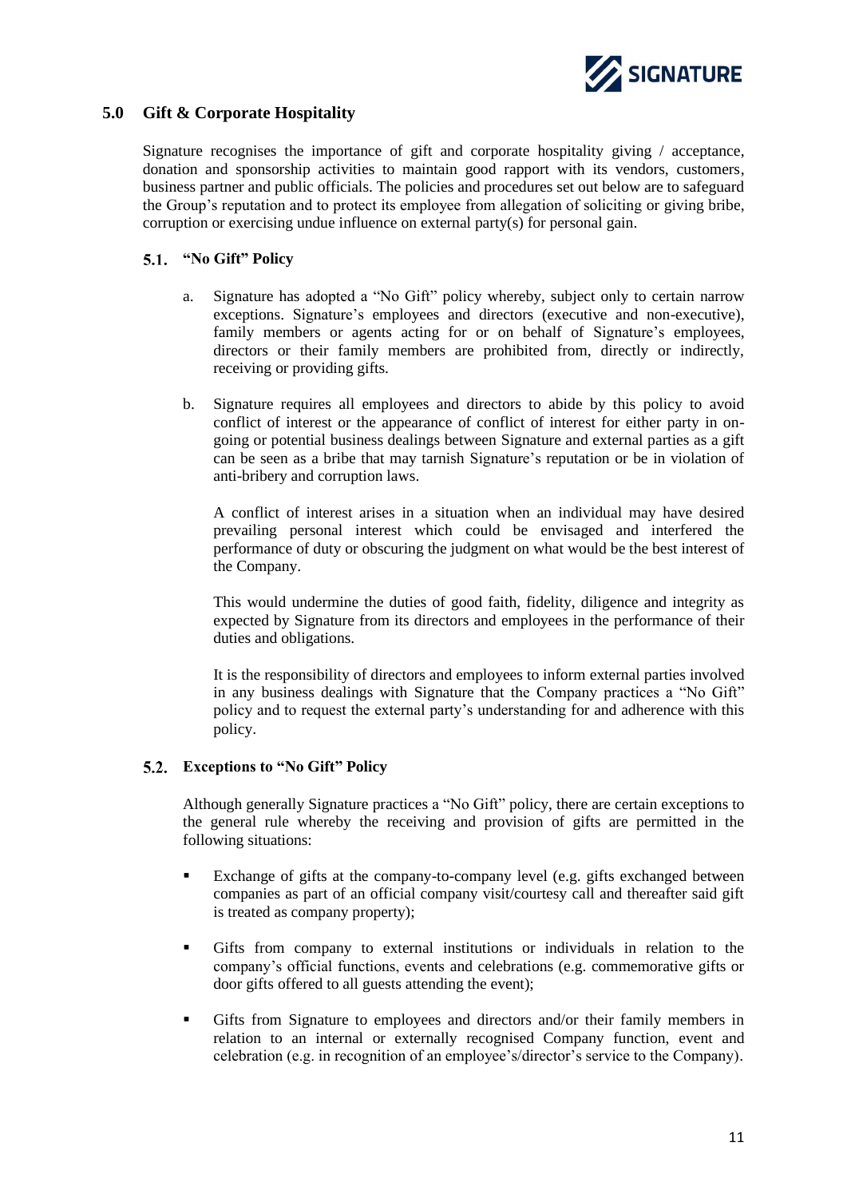## 5.0 Gift & Corporate Hospitality

Signature recognises the importance of gift and corporate hospitality giving / acceptance, donation and sponsorship activities to maintain good rapport with its vendors, customers, business partner and public officials. The policies and procedures set out below are to safeguard the Group's reputation and to protect its employee from allegation of soliciting or giving bribe, corruption or exercising undue influence on external party(s) for personal gain.

### 5.1. "No Gift" Policy

a. Signature has adopted a "No Gift" policy whereby, subject only to certain narrow exceptions. Signature's employees and directors (executive and non-executive), family members or agents acting for or on behalf of Signature's employees, directors or their family members are prohibited from, directly or indirectly, receiving or providing gifts.

b. Signature requires all employees and directors to abide by this policy to avoid conflict of interest or the appearance of conflict of interest for either party in on-going or potential business dealings between Signature and external parties as a gift can be seen as a bribe that may tarnish Signature's reputation or be in violation of anti-bribery and corruption laws.

   A conflict of interest arises in a situation when an individual may have desired prevailing personal interest which could be envisaged and interfered the performance of duty or obscuring the judgment on what would be the best interest of the Company.

   This would undermine the duties of good faith, fidelity, diligence and integrity as expected by Signature from its directors and employees in the performance of their duties and obligations.

   It is the responsibility of directors and employees to inform external parties involved in any business dealings with Signature that the Company practices a "No Gift" policy and to request the external party's understanding for and adherence with this policy.

### 5.2. Exceptions to "No Gift" Policy

Although generally Signature practices a "No Gift" policy, there are certain exceptions to the general rule whereby the receiving and provision of gifts are permitted in the following situations:

- Exchange of gifts at the company-to-company level (e.g. gifts exchanged between companies as part of an official company visit/courtesy call and thereafter said gift is treated as company property);
- Gifts from company to external institutions or individuals in relation to the company's official functions, events and celebrations (e.g. commemorative gifts or door gifts offered to all guests attending the event);
- Gifts from Signature to employees and directors and/or their family members in relation to an internal or externally recognised Company function, event and celebration (e.g. in recognition of an employee's/director's service to the Company).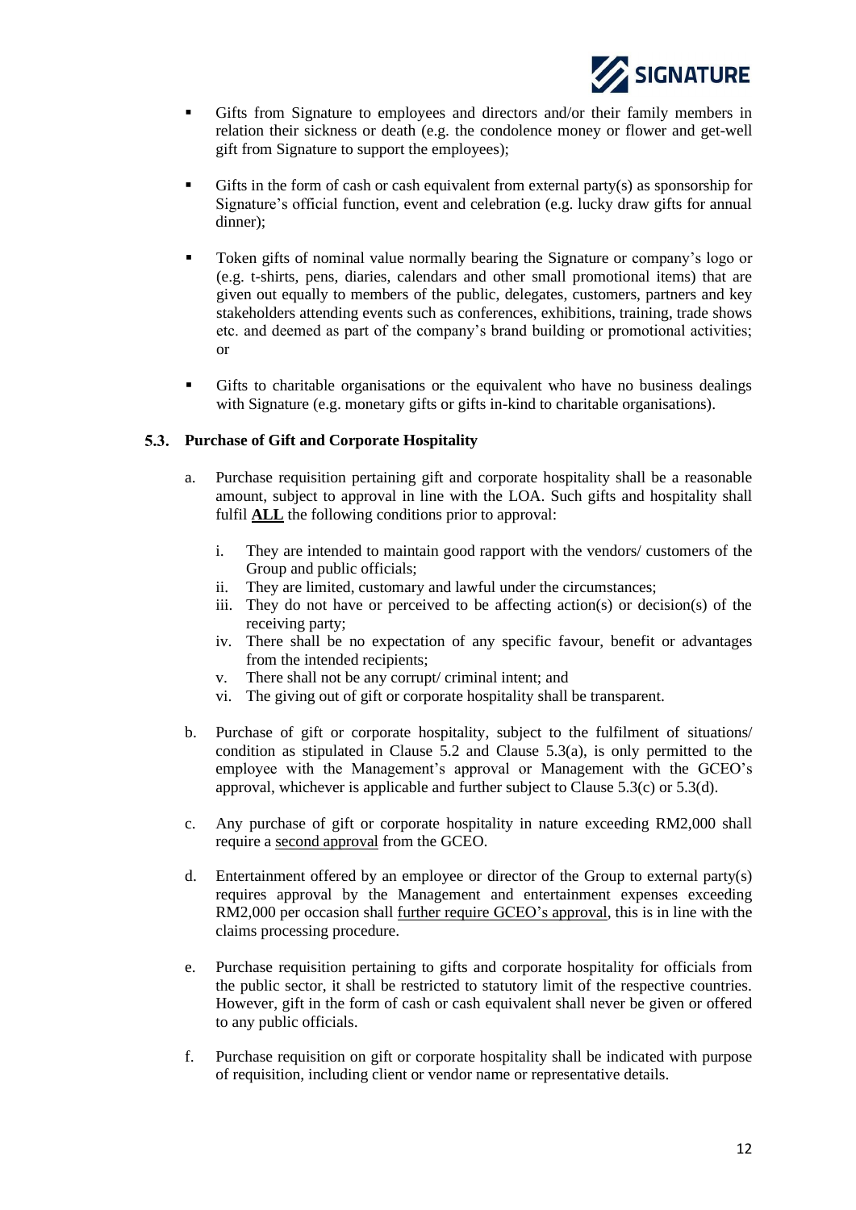- Gifts from Signature to employees and directors and/or their family members in relation their sickness or death (e.g. the condolence money or flower and get-well gift from Signature to support the employees);
- Gifts in the form of cash or cash equivalent from external party(s) as sponsorship for Signature's official function, event and celebration (e.g. lucky draw gifts for annual dinner);
- Token gifts of nominal value normally bearing the Signature or company's logo or (e.g. t-shirts, pens, diaries, calendars and other small promotional items) that are given out equally to members of the public, delegates, customers, partners and key stakeholders attending events such as conferences, exhibitions, training, trade shows etc. and deemed as part of the company's brand building or promotional activities; or
- Gifts to charitable organisations or the equivalent who have no business dealings with Signature (e.g. monetary gifts or gifts in-kind to charitable organisations).

### 5.3. Purchase of Gift and Corporate Hospitality

a. Purchase requisition pertaining gift and corporate hospitality shall be a reasonable amount, subject to approval in line with the LOA. Such gifts and hospitality shall fulfil **ALL** the following conditions prior to approval:

   i. They are intended to maintain good rapport with the vendors/ customers of the Group and public officials;
   ii. They are limited, customary and lawful under the circumstances;
   iii. They do not have or perceived to be affecting action(s) or decision(s) of the receiving party;
   iv. There shall be no expectation of any specific favour, benefit or advantages from the intended recipients;
   v. There shall not be any corrupt/ criminal intent; and
   vi. The giving out of gift or corporate hospitality shall be transparent.

b. Purchase of gift or corporate hospitality, subject to the fulfilment of situations/ condition as stipulated in Clause 5.2 and Clause 5.3(a), is only permitted to the employee with the Management's approval or Management with the GCEO's approval, whichever is applicable and further subject to Clause 5.3(c) or 5.3(d).

c. Any purchase of gift or corporate hospitality in nature exceeding RM2,000 shall require a <u>second approval</u> from the GCEO.

d. Entertainment offered by an employee or director of the Group to external party(s) requires approval by the Management and entertainment expenses exceeding RM2,000 per occasion shall <u>further require GCEO's approval</u>, this is in line with the claims processing procedure.

e. Purchase requisition pertaining to gifts and corporate hospitality for officials from the public sector, it shall be restricted to statutory limit of the respective countries. However, gift in the form of cash or cash equivalent shall never be given or offered to any public officials.

f. Purchase requisition on gift or corporate hospitality shall be indicated with purpose of requisition, including client or vendor name or representative details.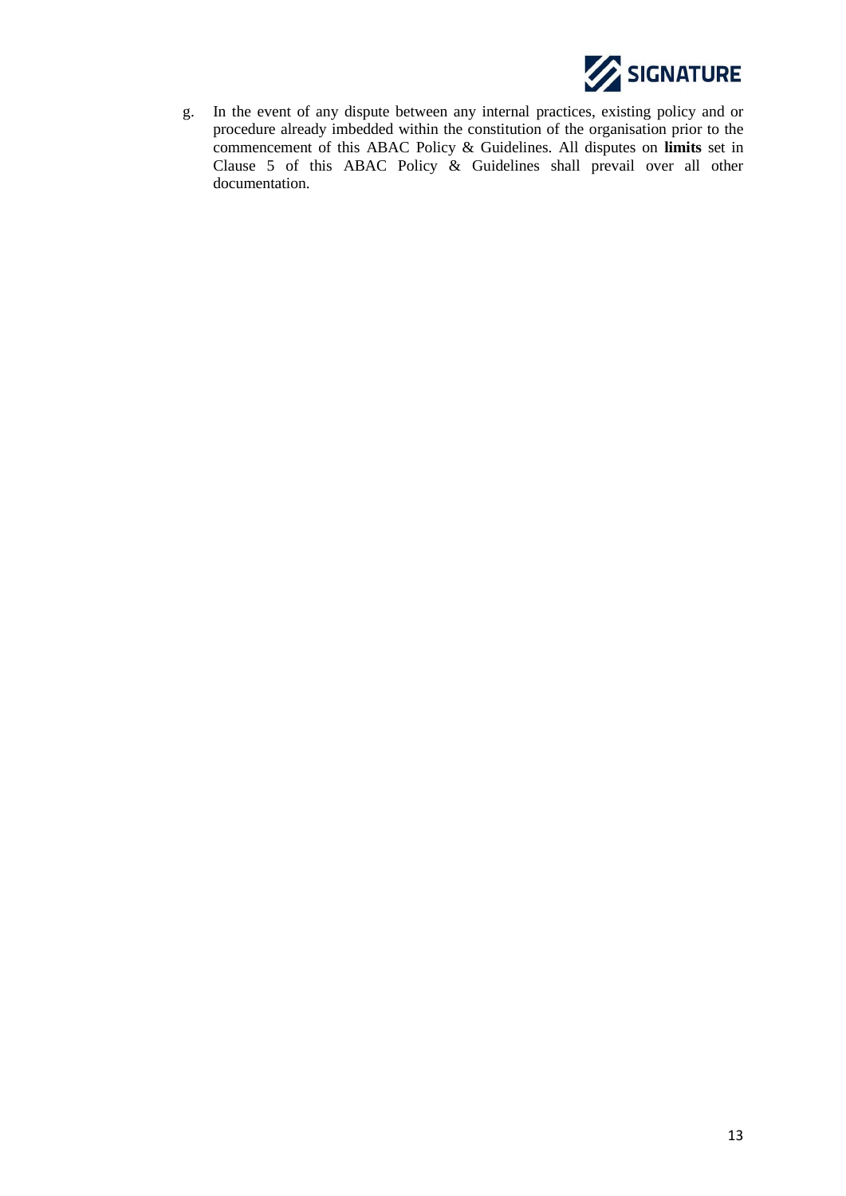g. In the event of any dispute between any internal practices, existing policy and or procedure already imbedded within the constitution of the organisation prior to the commencement of this ABAC Policy & Guidelines. All disputes on **limits** set in Clause 5 of this ABAC Policy & Guidelines shall prevail over all other documentation.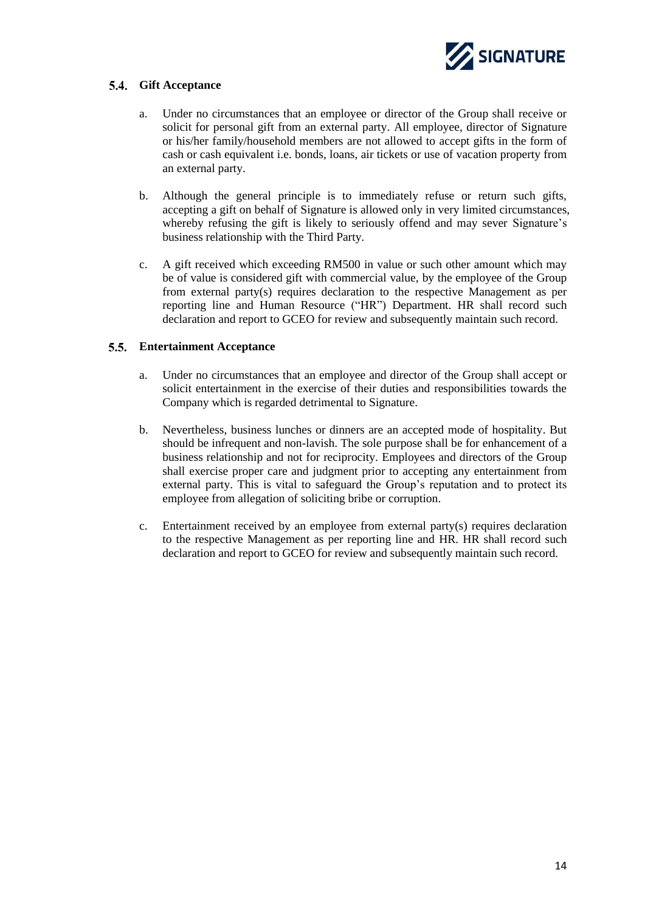### 5.4. Gift Acceptance

a. Under no circumstances that an employee or director of the Group shall receive or solicit for personal gift from an external party. All employee, director of Signature or his/her family/household members are not allowed to accept gifts in the form of cash or cash equivalent i.e. bonds, loans, air tickets or use of vacation property from an external party.

b. Although the general principle is to immediately refuse or return such gifts, accepting a gift on behalf of Signature is allowed only in very limited circumstances, whereby refusing the gift is likely to seriously offend and may sever Signature's business relationship with the Third Party.

c. A gift received which exceeding RM500 in value or such other amount which may be of value is considered gift with commercial value, by the employee of the Group from external party(s) requires declaration to the respective Management as per reporting line and Human Resource ("HR") Department. HR shall record such declaration and report to GCEO for review and subsequently maintain such record.

### 5.5. Entertainment Acceptance

a. Under no circumstances that an employee and director of the Group shall accept or solicit entertainment in the exercise of their duties and responsibilities towards the Company which is regarded detrimental to Signature.

b. Nevertheless, business lunches or dinners are an accepted mode of hospitality. But should be infrequent and non-lavish. The sole purpose shall be for enhancement of a business relationship and not for reciprocity. Employees and directors of the Group shall exercise proper care and judgment prior to accepting any entertainment from external party. This is vital to safeguard the Group's reputation and to protect its employee from allegation of soliciting bribe or corruption.

c. Entertainment received by an employee from external party(s) requires declaration to the respective Management as per reporting line and HR. HR shall record such declaration and report to GCEO for review and subsequently maintain such record.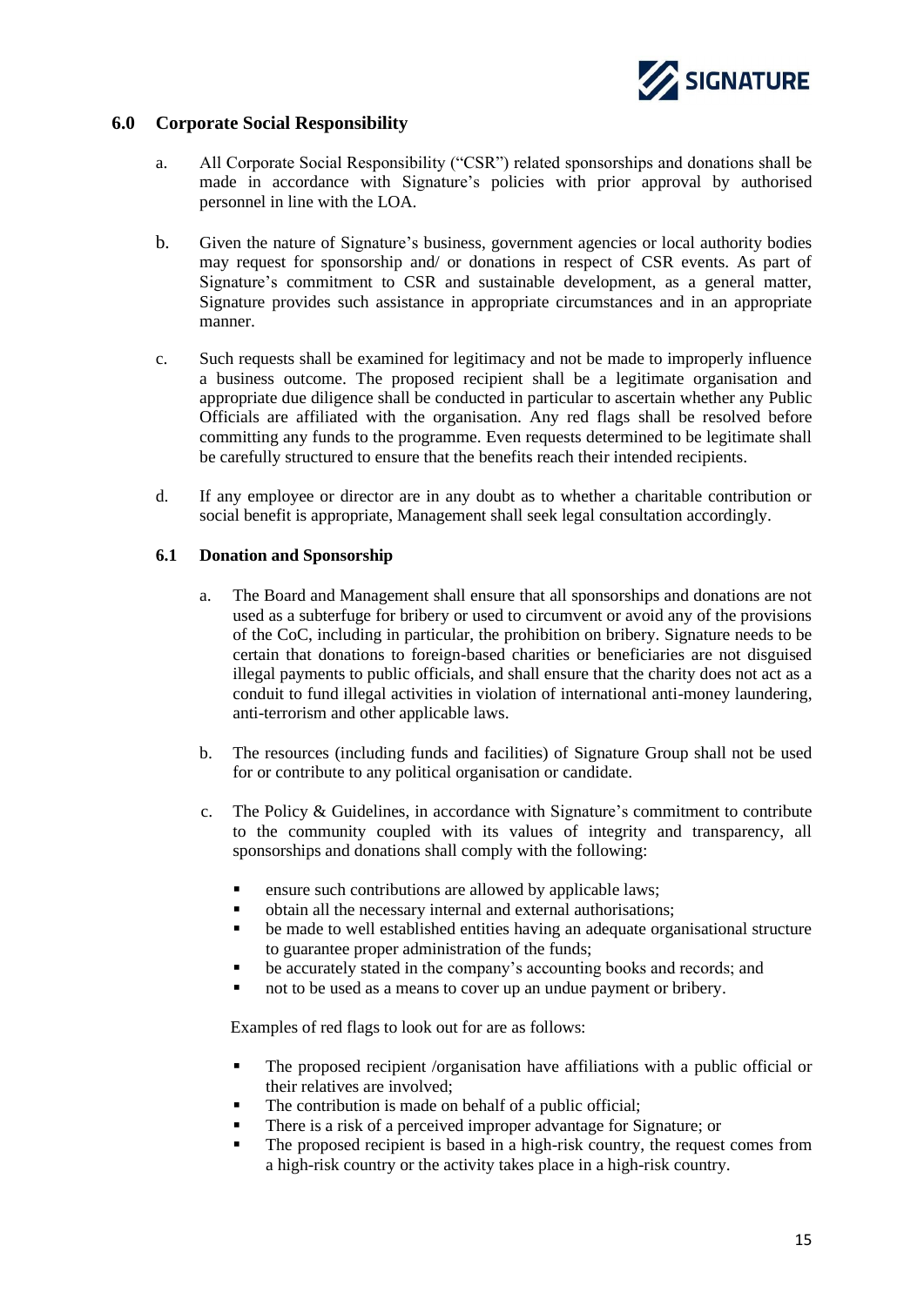## 6.0 Corporate Social Responsibility

a. All Corporate Social Responsibility ("CSR") related sponsorships and donations shall be made in accordance with Signature's policies with prior approval by authorised personnel in line with the LOA.

b. Given the nature of Signature's business, government agencies or local authority bodies may request for sponsorship and/ or donations in respect of CSR events. As part of Signature's commitment to CSR and sustainable development, as a general matter, Signature provides such assistance in appropriate circumstances and in an appropriate manner.

c. Such requests shall be examined for legitimacy and not be made to improperly influence a business outcome. The proposed recipient shall be a legitimate organisation and appropriate due diligence shall be conducted in particular to ascertain whether any Public Officials are affiliated with the organisation. Any red flags shall be resolved before committing any funds to the programme. Even requests determined to be legitimate shall be carefully structured to ensure that the benefits reach their intended recipients.

d. If any employee or director are in any doubt as to whether a charitable contribution or social benefit is appropriate, Management shall seek legal consultation accordingly.

### 6.1 Donation and Sponsorship

a. The Board and Management shall ensure that all sponsorships and donations are not used as a subterfuge for bribery or used to circumvent or avoid any of the provisions of the CoC, including in particular, the prohibition on bribery. Signature needs to be certain that donations to foreign-based charities or beneficiaries are not disguised illegal payments to public officials, and shall ensure that the charity does not act as a conduit to fund illegal activities in violation of international anti-money laundering, anti-terrorism and other applicable laws.

b. The resources (including funds and facilities) of Signature Group shall not be used for or contribute to any political organisation or candidate.

c. The Policy & Guidelines, in accordance with Signature's commitment to contribute to the community coupled with its values of integrity and transparency, all sponsorships and donations shall comply with the following:

- ensure such contributions are allowed by applicable laws;
- obtain all the necessary internal and external authorisations;
- be made to well established entities having an adequate organisational structure to guarantee proper administration of the funds;
- be accurately stated in the company's accounting books and records; and
- not to be used as a means to cover up an undue payment or bribery.

Examples of red flags to look out for are as follows:

- The proposed recipient /organisation have affiliations with a public official or their relatives are involved;
- The contribution is made on behalf of a public official;
- There is a risk of a perceived improper advantage for Signature; or
- The proposed recipient is based in a high-risk country, the request comes from a high-risk country or the activity takes place in a high-risk country.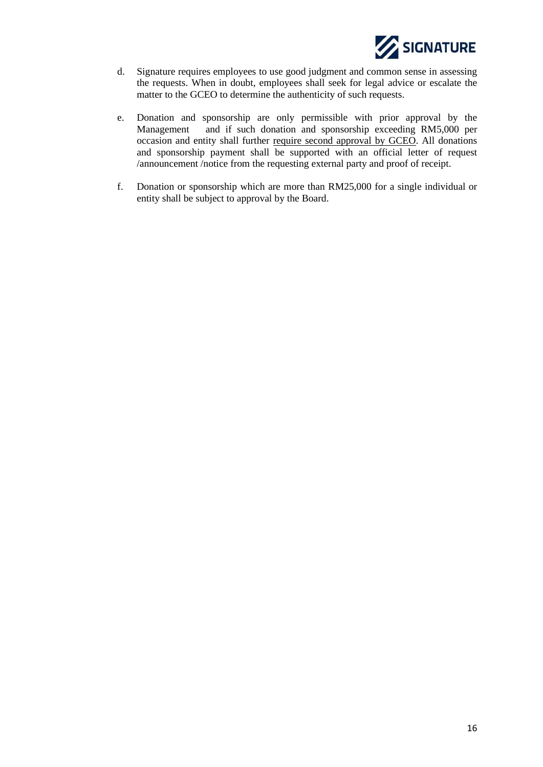d. Signature requires employees to use good judgment and common sense in assessing the requests. When in doubt, employees shall seek for legal advice or escalate the matter to the GCEO to determine the authenticity of such requests.

e. Donation and sponsorship are only permissible with prior approval by the Management and if such donation and sponsorship exceeding RM5,000 per occasion and entity shall further <u>require second approval by GCEO</u>. All donations and sponsorship payment shall be supported with an official letter of request /announcement /notice from the requesting external party and proof of receipt.

f. Donation or sponsorship which are more than RM25,000 for a single individual or entity shall be subject to approval by the Board.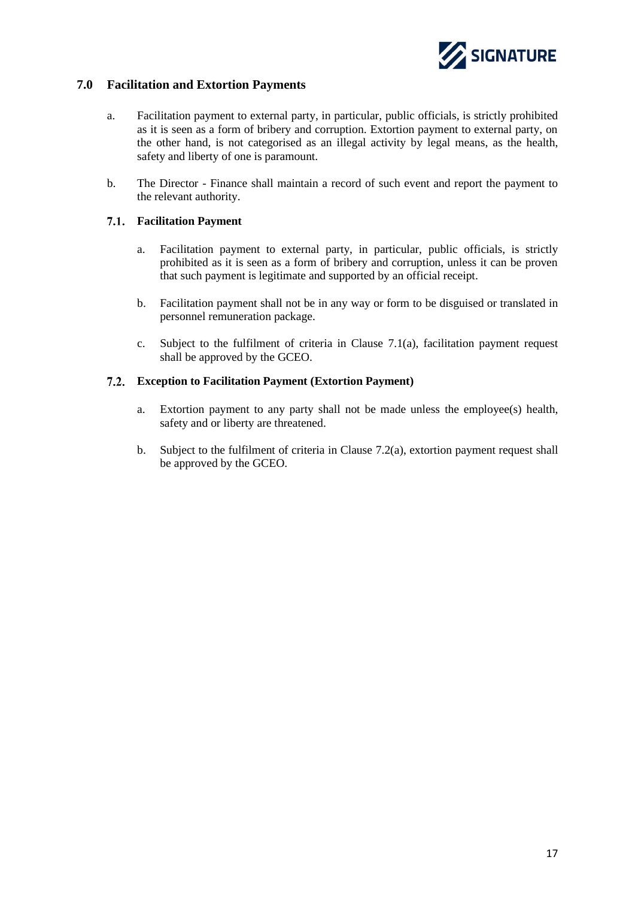## 7.0 Facilitation and Extortion Payments

a. Facilitation payment to external party, in particular, public officials, is strictly prohibited as it is seen as a form of bribery and corruption. Extortion payment to external party, on the other hand, is not categorised as an illegal activity by legal means, as the health, safety and liberty of one is paramount.

b. The Director - Finance shall maintain a record of such event and report the payment to the relevant authority.

### 7.1. Facilitation Payment

a. Facilitation payment to external party, in particular, public officials, is strictly prohibited as it is seen as a form of bribery and corruption, unless it can be proven that such payment is legitimate and supported by an official receipt.

b. Facilitation payment shall not be in any way or form to be disguised or translated in personnel remuneration package.

c. Subject to the fulfilment of criteria in Clause 7.1(a), facilitation payment request shall be approved by the GCEO.

### 7.2. Exception to Facilitation Payment (Extortion Payment)

a. Extortion payment to any party shall not be made unless the employee(s) health, safety and or liberty are threatened.

b. Subject to the fulfilment of criteria in Clause 7.2(a), extortion payment request shall be approved by the GCEO.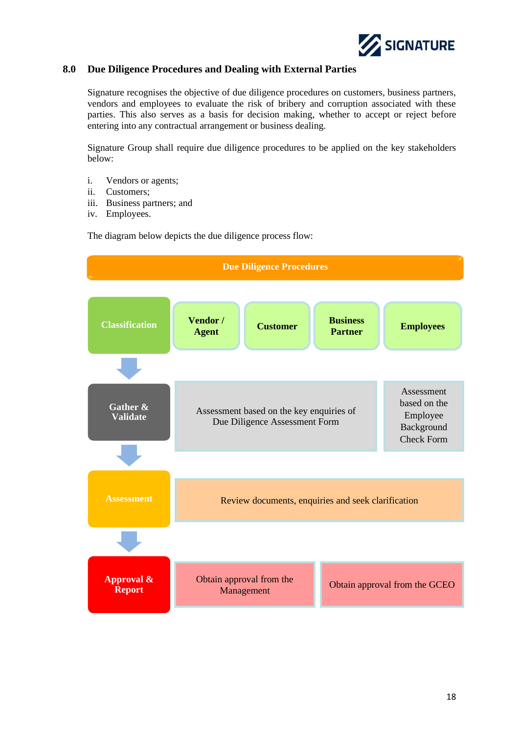## 8.0 Due Diligence Procedures and Dealing with External Parties

Signature recognises the objective of due diligence procedures on customers, business partners, vendors and employees to evaluate the risk of bribery and corruption associated with these parties. This also serves as a basis for decision making, whether to accept or reject before entering into any contractual arrangement or business dealing.

Signature Group shall require due diligence procedures to be applied on the key stakeholders below:

i. Vendors or agents;
ii. Customers;
iii. Business partners; and
iv. Employees.

The diagram below depicts the due diligence process flow:

**Due Diligence Procedures**

| Stage | | | | |
|---|---|---|---|---|
| **Classification** | **Vendor / Agent** | **Customer** | **Business Partner** | **Employees** |
| **Gather & Validate** | Assessment based on the key enquiries of Due Diligence Assessment Form | | | Assessment based on the Employee Background Check Form |
| **Assessment** | Review documents, enquiries and seek clarification | | | |
| **Approval & Report** | Obtain approval from the Management | | Obtain approval from the GCEO | |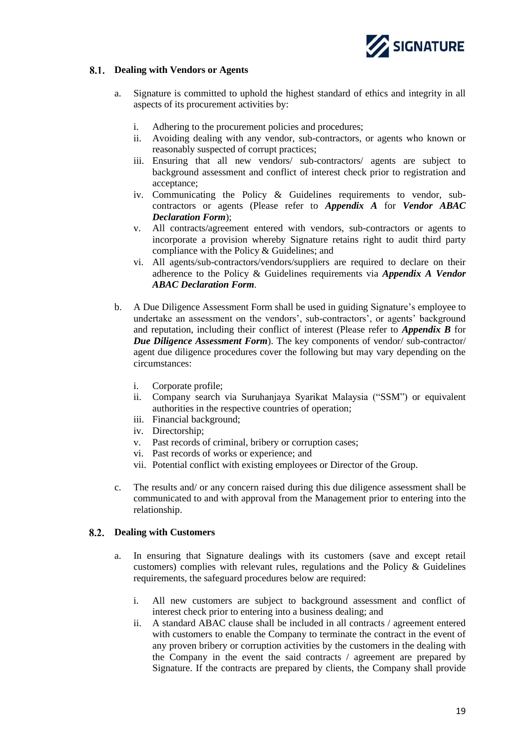### 8.1. Dealing with Vendors or Agents

a. Signature is committed to uphold the highest standard of ethics and integrity in all aspects of its procurement activities by:

   i. Adhering to the procurement policies and procedures;
   ii. Avoiding dealing with any vendor, sub-contractors, or agents who known or reasonably suspected of corrupt practices;
   iii. Ensuring that all new vendors/ sub-contractors/ agents are subject to background assessment and conflict of interest check prior to registration and acceptance;
   iv. Communicating the Policy & Guidelines requirements to vendor, sub-contractors or agents (Please refer to ***Appendix A*** for ***Vendor ABAC Declaration Form***);
   v. All contracts/agreement entered with vendors, sub-contractors or agents to incorporate a provision whereby Signature retains right to audit third party compliance with the Policy & Guidelines; and
   vi. All agents/sub-contractors/vendors/suppliers are required to declare on their adherence to the Policy & Guidelines requirements via ***Appendix A Vendor ABAC Declaration Form***.

b. A Due Diligence Assessment Form shall be used in guiding Signature's employee to undertake an assessment on the vendors', sub-contractors', or agents' background and reputation, including their conflict of interest (Please refer to ***Appendix B*** for ***Due Diligence Assessment Form***). The key components of vendor/ sub-contractor/ agent due diligence procedures cover the following but may vary depending on the circumstances:

   i. Corporate profile;
   ii. Company search via Suruhanjaya Syarikat Malaysia ("SSM") or equivalent authorities in the respective countries of operation;
   iii. Financial background;
   iv. Directorship;
   v. Past records of criminal, bribery or corruption cases;
   vi. Past records of works or experience; and
   vii. Potential conflict with existing employees or Director of the Group.

c. The results and/ or any concern raised during this due diligence assessment shall be communicated to and with approval from the Management prior to entering into the relationship.

### 8.2. Dealing with Customers

a. In ensuring that Signature dealings with its customers (save and except retail customers) complies with relevant rules, regulations and the Policy & Guidelines requirements, the safeguard procedures below are required:

   i. All new customers are subject to background assessment and conflict of interest check prior to entering into a business dealing; and
   ii. A standard ABAC clause shall be included in all contracts / agreement entered with customers to enable the Company to terminate the contract in the event of any proven bribery or corruption activities by the customers in the dealing with the Company in the event the said contracts / agreement are prepared by Signature. If the contracts are prepared by clients, the Company shall provide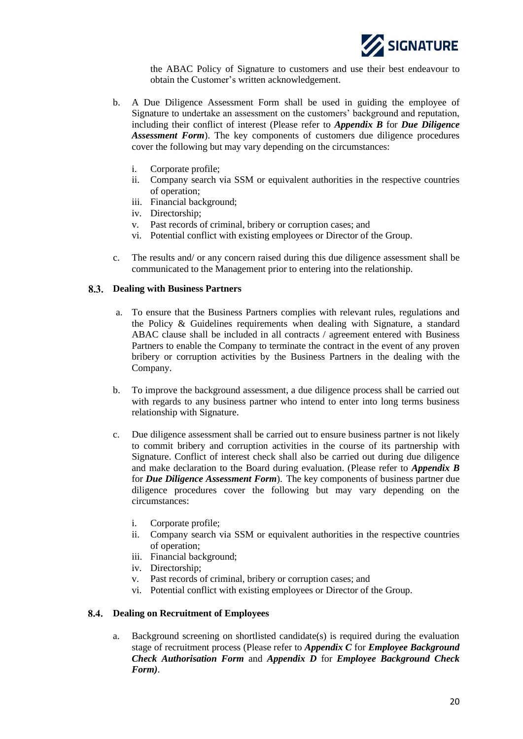the ABAC Policy of Signature to customers and use their best endeavour to obtain the Customer's written acknowledgement.

b. A Due Diligence Assessment Form shall be used in guiding the employee of Signature to undertake an assessment on the customers' background and reputation, including their conflict of interest (Please refer to ***Appendix B*** for ***Due Diligence Assessment Form***). The key components of customers due diligence procedures cover the following but may vary depending on the circumstances:

   i. Corporate profile;
   ii. Company search via SSM or equivalent authorities in the respective countries of operation;
   iii. Financial background;
   iv. Directorship;
   v. Past records of criminal, bribery or corruption cases; and
   vi. Potential conflict with existing employees or Director of the Group.

c. The results and/ or any concern raised during this due diligence assessment shall be communicated to the Management prior to entering into the relationship.

### 8.3. Dealing with Business Partners

a. To ensure that the Business Partners complies with relevant rules, regulations and the Policy & Guidelines requirements when dealing with Signature, a standard ABAC clause shall be included in all contracts / agreement entered with Business Partners to enable the Company to terminate the contract in the event of any proven bribery or corruption activities by the Business Partners in the dealing with the Company.

b. To improve the background assessment, a due diligence process shall be carried out with regards to any business partner who intend to enter into long terms business relationship with Signature.

c. Due diligence assessment shall be carried out to ensure business partner is not likely to commit bribery and corruption activities in the course of its partnership with Signature. Conflict of interest check shall also be carried out during due diligence and make declaration to the Board during evaluation. (Please refer to ***Appendix B*** for ***Due Diligence Assessment Form***). The key components of business partner due diligence procedures cover the following but may vary depending on the circumstances:

   i. Corporate profile;
   ii. Company search via SSM or equivalent authorities in the respective countries of operation;
   iii. Financial background;
   iv. Directorship;
   v. Past records of criminal, bribery or corruption cases; and
   vi. Potential conflict with existing employees or Director of the Group.

### 8.4. Dealing on Recruitment of Employees

a. Background screening on shortlisted candidate(s) is required during the evaluation stage of recruitment process (Please refer to ***Appendix C*** for ***Employee Background Check Authorisation Form*** and ***Appendix D*** for ***Employee Background Check Form)***.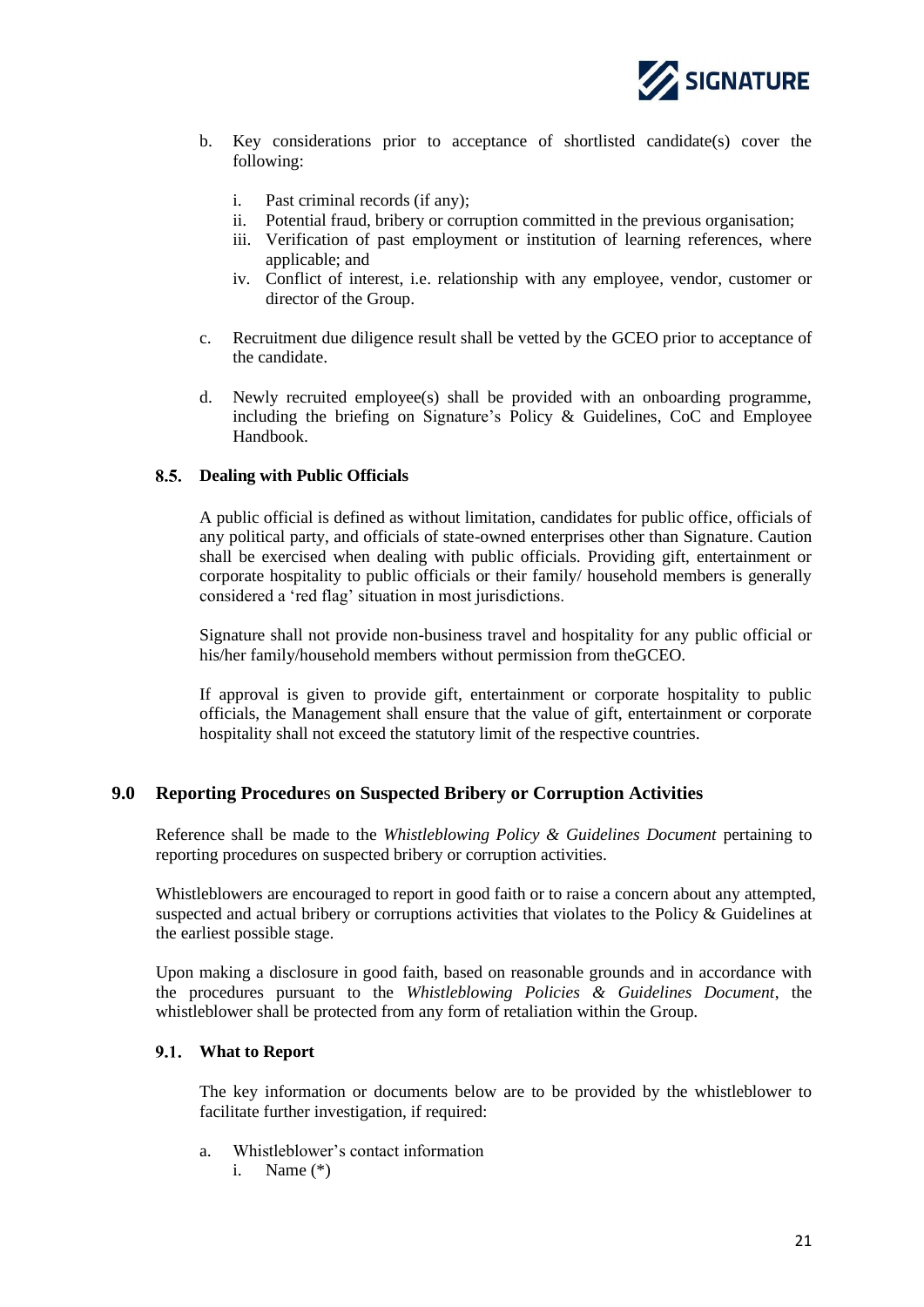b. Key considerations prior to acceptance of shortlisted candidate(s) cover the following:

   i. Past criminal records (if any);
   ii. Potential fraud, bribery or corruption committed in the previous organisation;
   iii. Verification of past employment or institution of learning references, where applicable; and
   iv. Conflict of interest, i.e. relationship with any employee, vendor, customer or director of the Group.

c. Recruitment due diligence result shall be vetted by the GCEO prior to acceptance of the candidate.

d. Newly recruited employee(s) shall be provided with an onboarding programme, including the briefing on Signature's Policy & Guidelines, CoC and Employee Handbook.

### 8.5. Dealing with Public Officials

A public official is defined as without limitation, candidates for public office, officials of any political party, and officials of state-owned enterprises other than Signature. Caution shall be exercised when dealing with public officials. Providing gift, entertainment or corporate hospitality to public officials or their family/ household members is generally considered a 'red flag' situation in most jurisdictions.

Signature shall not provide non-business travel and hospitality for any public official or his/her family/household members without permission from theGCEO.

If approval is given to provide gift, entertainment or corporate hospitality to public officials, the Management shall ensure that the value of gift, entertainment or corporate hospitality shall not exceed the statutory limit of the respective countries.

## 9.0 Reporting Procedures on Suspected Bribery or Corruption Activities

Reference shall be made to the *Whistleblowing Policy & Guidelines Document* pertaining to reporting procedures on suspected bribery or corruption activities.

Whistleblowers are encouraged to report in good faith or to raise a concern about any attempted, suspected and actual bribery or corruptions activities that violates to the Policy & Guidelines at the earliest possible stage.

Upon making a disclosure in good faith, based on reasonable grounds and in accordance with the procedures pursuant to the *Whistleblowing Policies & Guidelines Document*, the whistleblower shall be protected from any form of retaliation within the Group.

### 9.1. What to Report

The key information or documents below are to be provided by the whistleblower to facilitate further investigation, if required:

a. Whistleblower's contact information
   i. Name (*)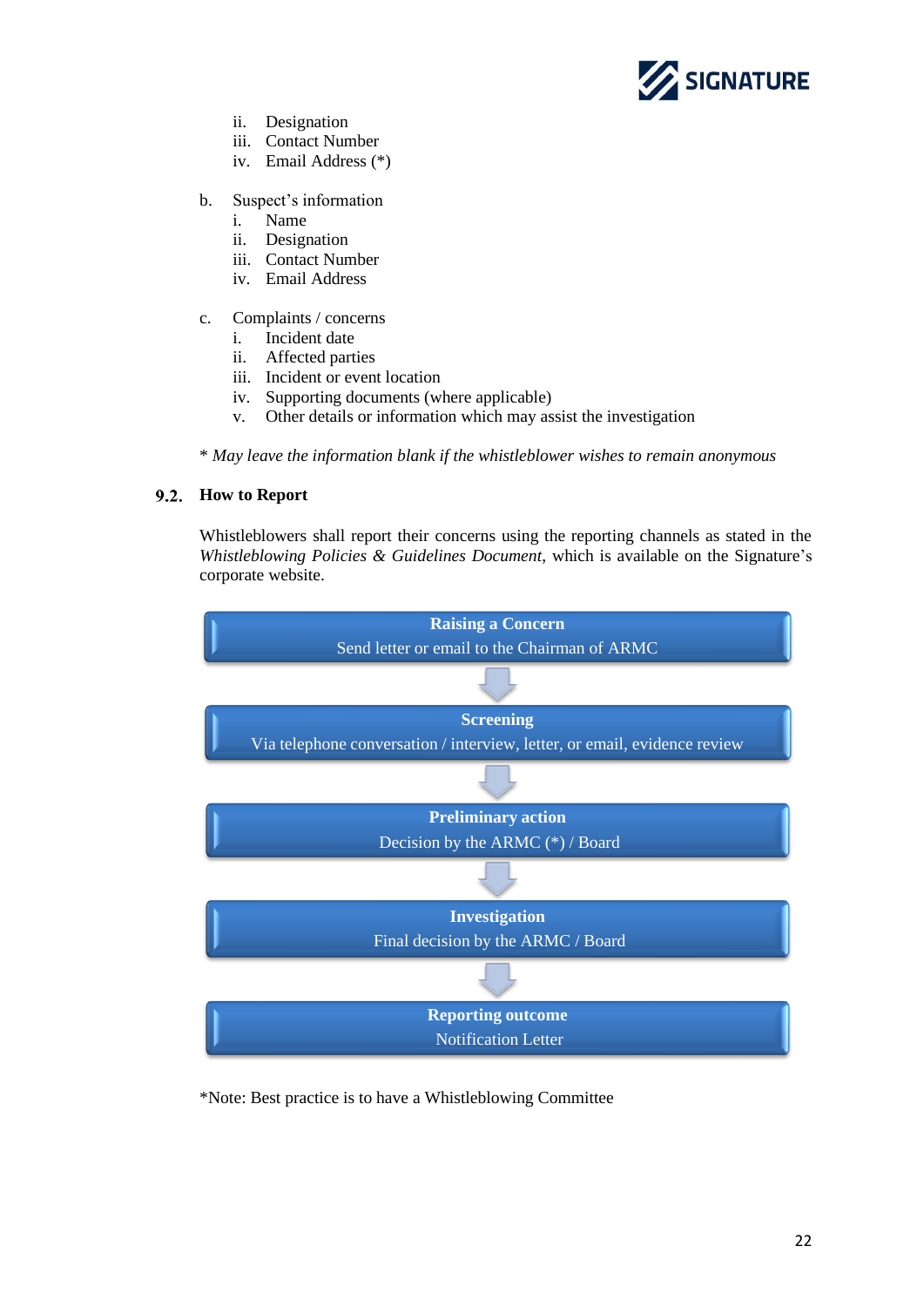ii. Designation
   iii. Contact Number
   iv. Email Address (*)

b. Suspect's information
   i. Name
   ii. Designation
   iii. Contact Number
   iv. Email Address

c. Complaints / concerns
   i. Incident date
   ii. Affected parties
   iii. Incident or event location
   iv. Supporting documents (where applicable)
   v. Other details or information which may assist the investigation

\* *May leave the information blank if the whistleblower wishes to remain anonymous*

### 9.2. How to Report

Whistleblowers shall report their concerns using the reporting channels as stated in the *Whistleblowing Policies & Guidelines Document*, which is available on the Signature's corporate website.

**Raising a Concern**
Send letter or email to the Chairman of ARMC

↓

**Screening**
Via telephone conversation / interview, letter, or email, evidence review

↓

**Preliminary action**
Decision by the ARMC (*) / Board

↓

**Investigation**
Final decision by the ARMC / Board

↓

**Reporting outcome**
Notification Letter

*Note: Best practice is to have a Whistleblowing Committee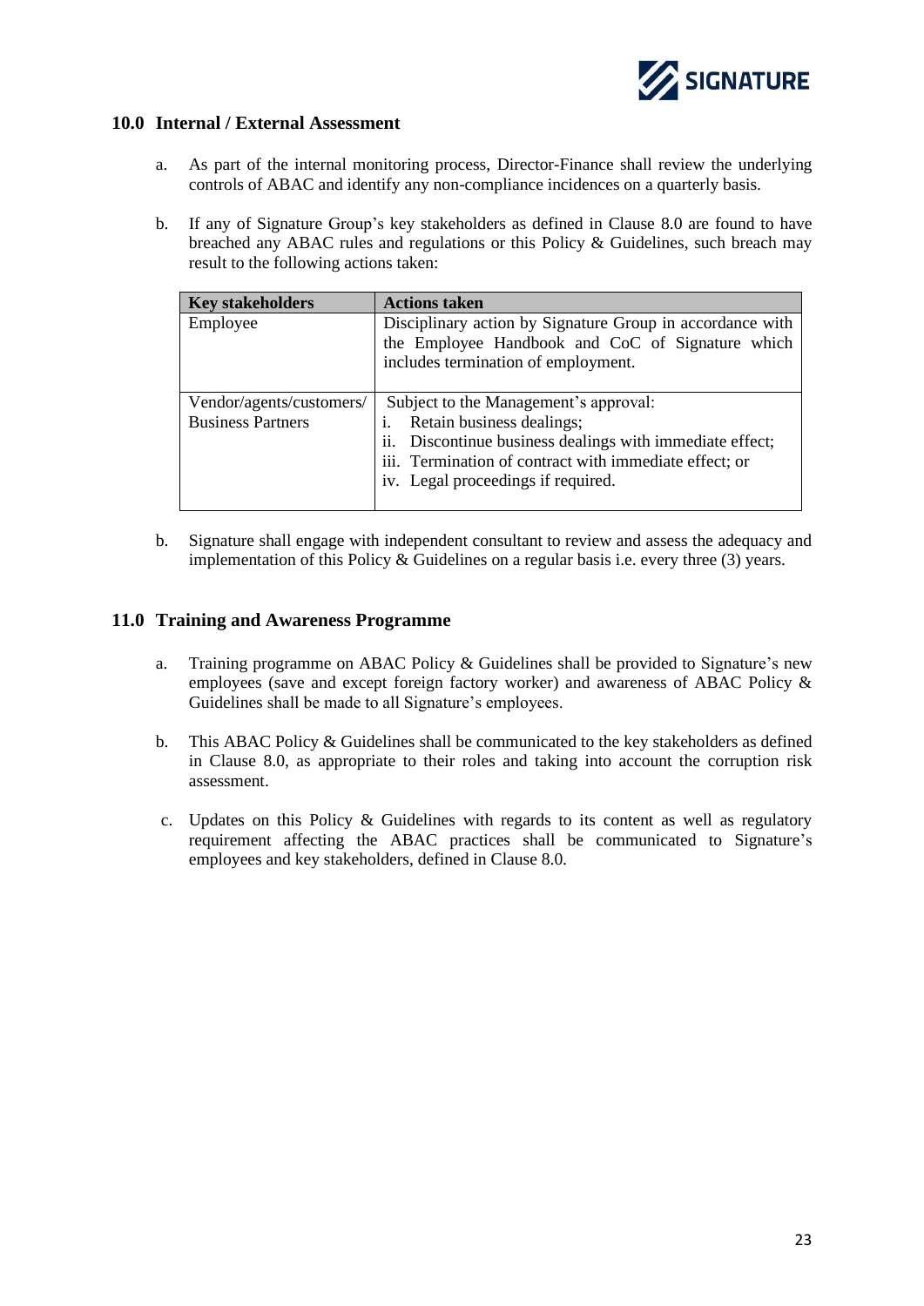## 10.0 Internal / External Assessment

a. As part of the internal monitoring process, Director-Finance shall review the underlying controls of ABAC and identify any non-compliance incidences on a quarterly basis.

b. If any of Signature Group's key stakeholders as defined in Clause 8.0 are found to have breached any ABAC rules and regulations or this Policy & Guidelines, such breach may result to the following actions taken:

| Key stakeholders | Actions taken |
| --- | --- |
| Employee | Disciplinary action by Signature Group in accordance with the Employee Handbook and CoC of Signature which includes termination of employment. |
| Vendor/agents/customers/ Business Partners | Subject to the Management's approval:<br>i. Retain business dealings;<br>ii. Discontinue business dealings with immediate effect;<br>iii. Termination of contract with immediate effect; or<br>iv. Legal proceedings if required. |

b. Signature shall engage with independent consultant to review and assess the adequacy and implementation of this Policy & Guidelines on a regular basis i.e. every three (3) years.

## 11.0 Training and Awareness Programme

a. Training programme on ABAC Policy & Guidelines shall be provided to Signature's new employees (save and except foreign factory worker) and awareness of ABAC Policy & Guidelines shall be made to all Signature's employees.

b. This ABAC Policy & Guidelines shall be communicated to the key stakeholders as defined in Clause 8.0, as appropriate to their roles and taking into account the corruption risk assessment.

c. Updates on this Policy & Guidelines with regards to its content as well as regulatory requirement affecting the ABAC practices shall be communicated to Signature's employees and key stakeholders, defined in Clause 8.0.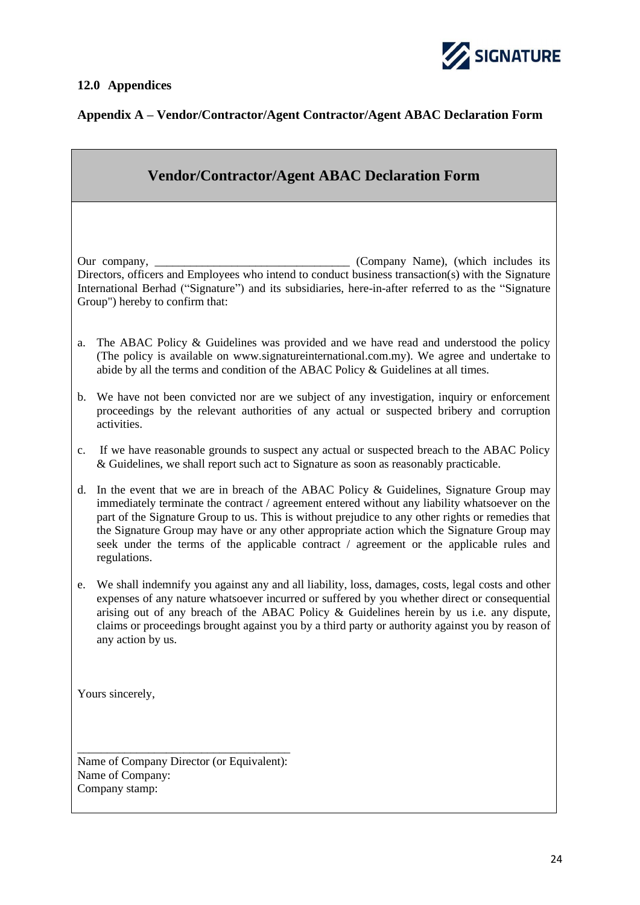## 12.0 Appendices

### Appendix A – Vendor/Contractor/Agent Contractor/Agent ABAC Declaration Form

## Vendor/Contractor/Agent ABAC Declaration Form

Our company, ________________________________ (Company Name), (which includes its Directors, officers and Employees who intend to conduct business transaction(s) with the Signature International Berhad ("Signature") and its subsidiaries, here-in-after referred to as the "Signature Group") hereby to confirm that:

a. The ABAC Policy & Guidelines was provided and we have read and understood the policy (The policy is available on www.signatureinternational.com.my). We agree and undertake to abide by all the terms and condition of the ABAC Policy & Guidelines at all times.

b. We have not been convicted nor are we subject of any investigation, inquiry or enforcement proceedings by the relevant authorities of any actual or suspected bribery and corruption activities.

c. If we have reasonable grounds to suspect any actual or suspected breach to the ABAC Policy & Guidelines, we shall report such act to Signature as soon as reasonably practicable.

d. In the event that we are in breach of the ABAC Policy & Guidelines, Signature Group may immediately terminate the contract / agreement entered without any liability whatsoever on the part of the Signature Group to us. This is without prejudice to any other rights or remedies that the Signature Group may have or any other appropriate action which the Signature Group may seek under the terms of the applicable contract / agreement or the applicable rules and regulations.

e. We shall indemnify you against any and all liability, loss, damages, costs, legal costs and other expenses of any nature whatsoever incurred or suffered by you whether direct or consequential arising out of any breach of the ABAC Policy & Guidelines herein by us i.e. any dispute, claims or proceedings brought against you by a third party or authority against you by reason of any action by us.

Yours sincerely,

____________________________________

Name of Company Director (or Equivalent):
Name of Company:
Company stamp: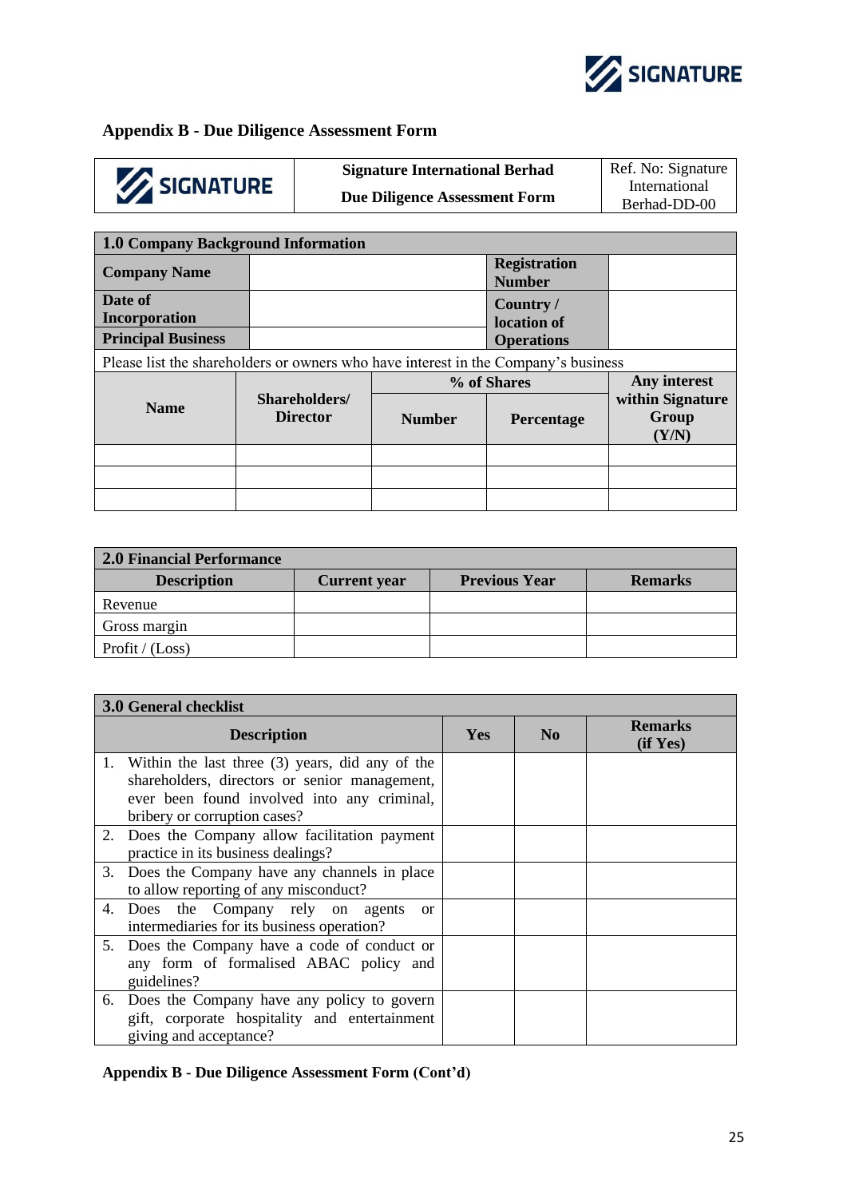## Appendix B - Due Diligence Assessment Form

| SIGNATURE | Signature International Berhad<br>Due Diligence Assessment Form | Ref. No: Signature International Berhad-DD-00 |
|---|---|---|

| 1.0 Company Background Information | | | |
|---|---|---|---|
| **Company Name** | | **Registration Number** | |
| **Date of Incorporation** | | **Country / location of Operations** | |
| **Principal Business** | | | |

Please list the shareholders or owners who have interest in the Company's business

| Name | Shareholders/ Director | % of Shares | | Any interest within Signature Group (Y/N) |
|---|---|---|---|---|
| | | Number | Percentage | |
| | | | | |
| | | | | |
| | | | | |

| 2.0 Financial Performance | | | |
|---|---|---|---|
| **Description** | **Current year** | **Previous Year** | **Remarks** |
| Revenue | | | |
| Gross margin | | | |
| Profit / (Loss) | | | |

| 3.0 General checklist | | | |
|---|---|---|---|
| **Description** | **Yes** | **No** | **Remarks (if Yes)** |
| 1. Within the last three (3) years, did any of the shareholders, directors or senior management, ever been found involved into any criminal, bribery or corruption cases? | | | |
| 2. Does the Company allow facilitation payment practice in its business dealings? | | | |
| 3. Does the Company have any channels in place to allow reporting of any misconduct? | | | |
| 4. Does the Company rely on agents or intermediaries for its business operation? | | | |
| 5. Does the Company have a code of conduct or any form of formalised ABAC policy and guidelines? | | | |
| 6. Does the Company have any policy to govern gift, corporate hospitality and entertainment giving and acceptance? | | | |

**Appendix B - Due Diligence Assessment Form (Cont'd)**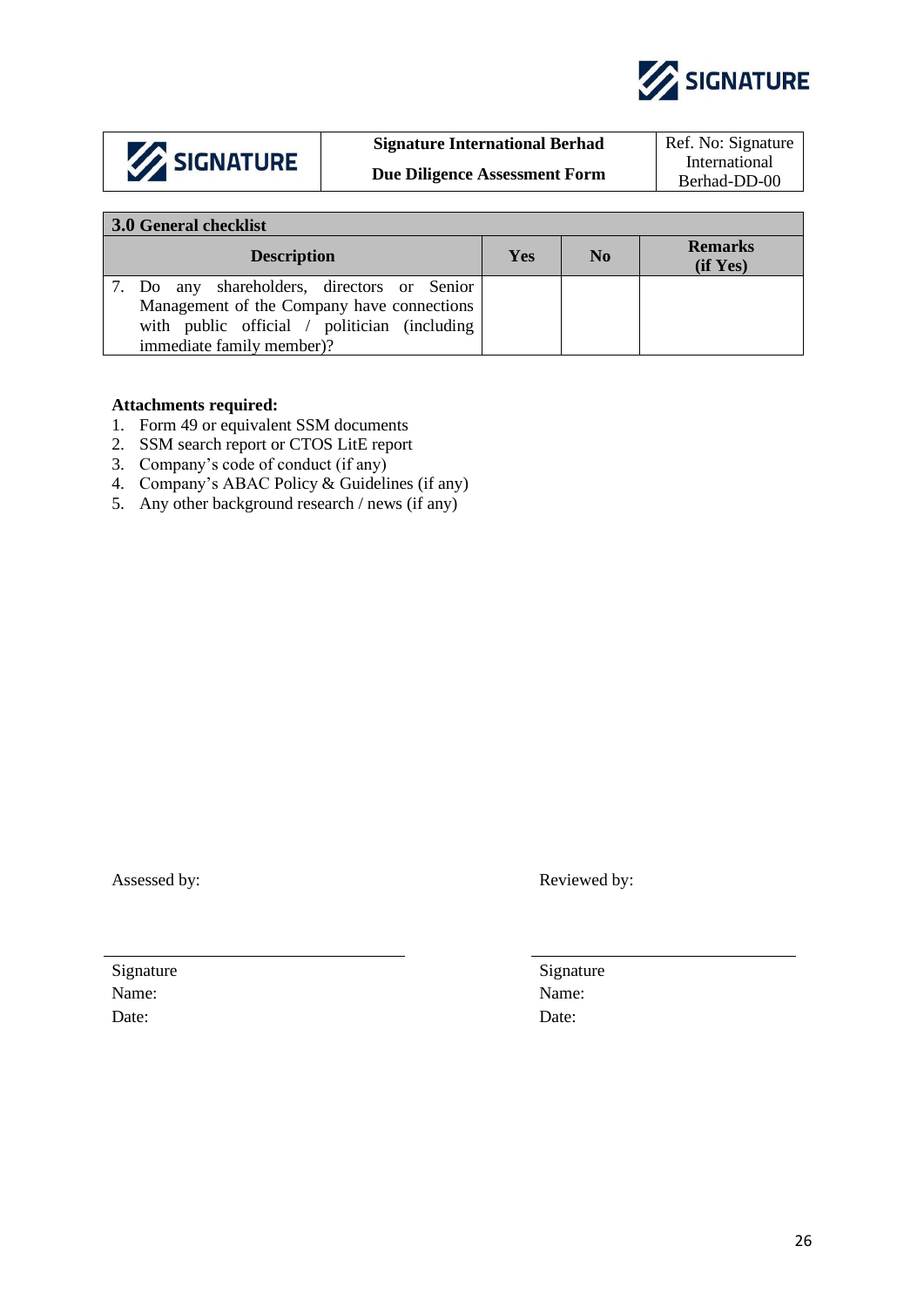| SIGNATURE | Signature International Berhad<br>Due Diligence Assessment Form | Ref. No: Signature International Berhad-DD-00 |
|---|---|---|

| 3.0 General checklist | | | |
|---|---|---|---|
| **Description** | **Yes** | **No** | **Remarks (if Yes)** |
| 7. Do any shareholders, directors or Senior Management of the Company have connections with public official / politician (including immediate family member)? | | | |

**Attachments required:**

1. Form 49 or equivalent SSM documents
2. SSM search report or CTOS LitE report
3. Company's code of conduct (if any)
4. Company's ABAC Policy & Guidelines (if any)
5. Any other background research / news (if any)

Assessed by:

\_\_\_\_\_\_\_\_\_\_\_\_\_\_\_\_\_\_\_\_\_\_\_\_\_\_\_\_

Signature
Name:
Date:

Reviewed by:

\_\_\_\_\_\_\_\_\_\_\_\_\_\_\_\_\_\_\_\_\_\_\_\_\_\_\_\_

Signature
Name:
Date: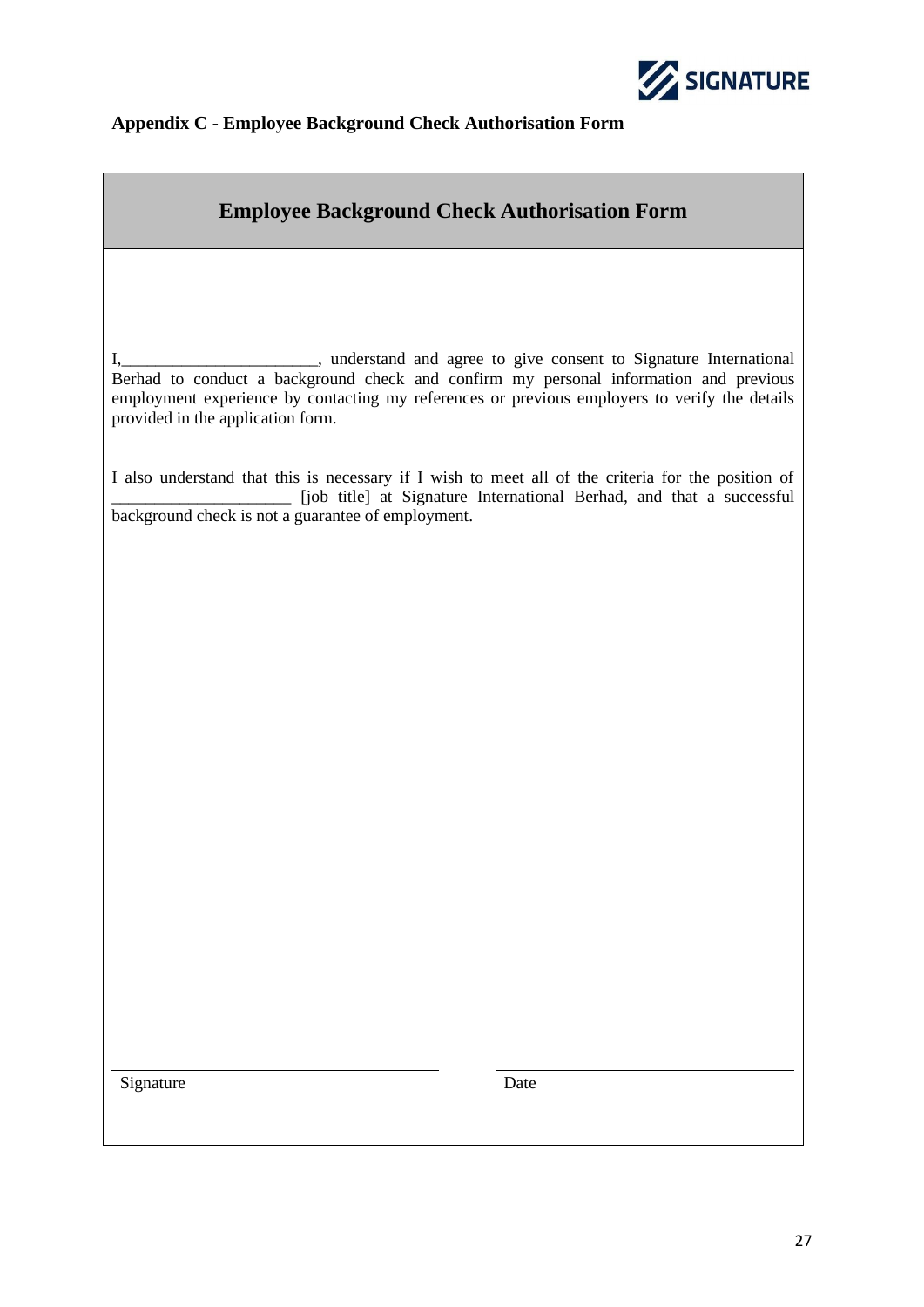**Appendix C - Employee Background Check Authorisation Form**

## Employee Background Check Authorisation Form

I,_______________________, understand and agree to give consent to Signature International Berhad to conduct a background check and confirm my personal information and previous employment experience by contacting my references or previous employers to verify the details provided in the application form.

I also understand that this is necessary if I wish to meet all of the criteria for the position of _____________________ [job title] at Signature International Berhad, and that a successful background check is not a guarantee of employment.

| Signature | Date |
|---|---|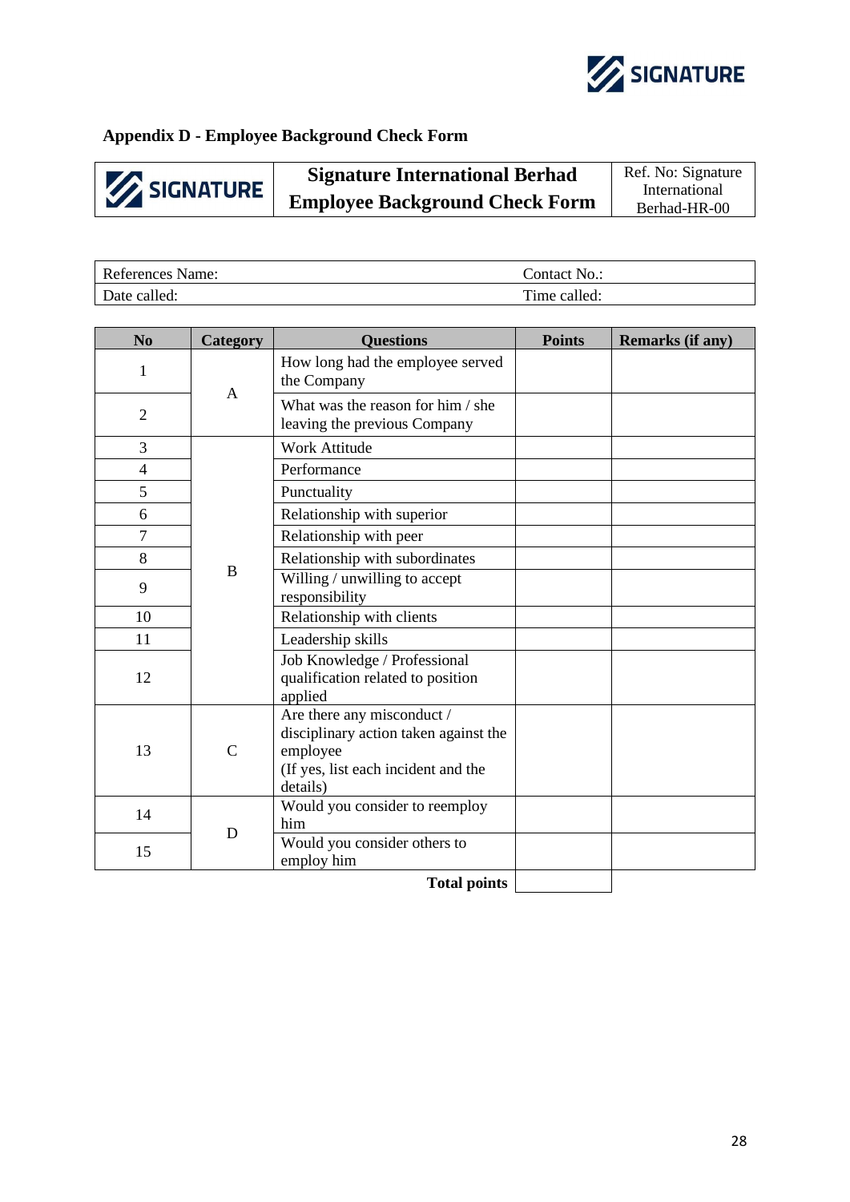## Appendix D - Employee Background Check Form

| SIGNATURE | **Signature International Berhad Employee Background Check Form** | Ref. No: Signature International Berhad-HR-00 |
|---|---|---|

| References Name: | Contact No.: |
|---|---|
| Date called: | Time called: |

| No | Category | Questions | Points | Remarks (if any) |
|---|---|---|---|---|
| 1 | A | How long had the employee served the Company | | |
| 2 | | What was the reason for him / she leaving the previous Company | | |
| 3 | B | Work Attitude | | |
| 4 | | Performance | | |
| 5 | | Punctuality | | |
| 6 | | Relationship with superior | | |
| 7 | | Relationship with peer | | |
| 8 | | Relationship with subordinates | | |
| 9 | | Willing / unwilling to accept responsibility | | |
| 10 | | Relationship with clients | | |
| 11 | | Leadership skills | | |
| 12 | | Job Knowledge / Professional qualification related to position applied | | |
| 13 | C | Are there any misconduct / disciplinary action taken against the employee (If yes, list each incident and the details) | | |
| 14 | D | Would you consider to reemploy him | | |
| 15 | | Would you consider others to employ him | | |
| | | **Total points** | | |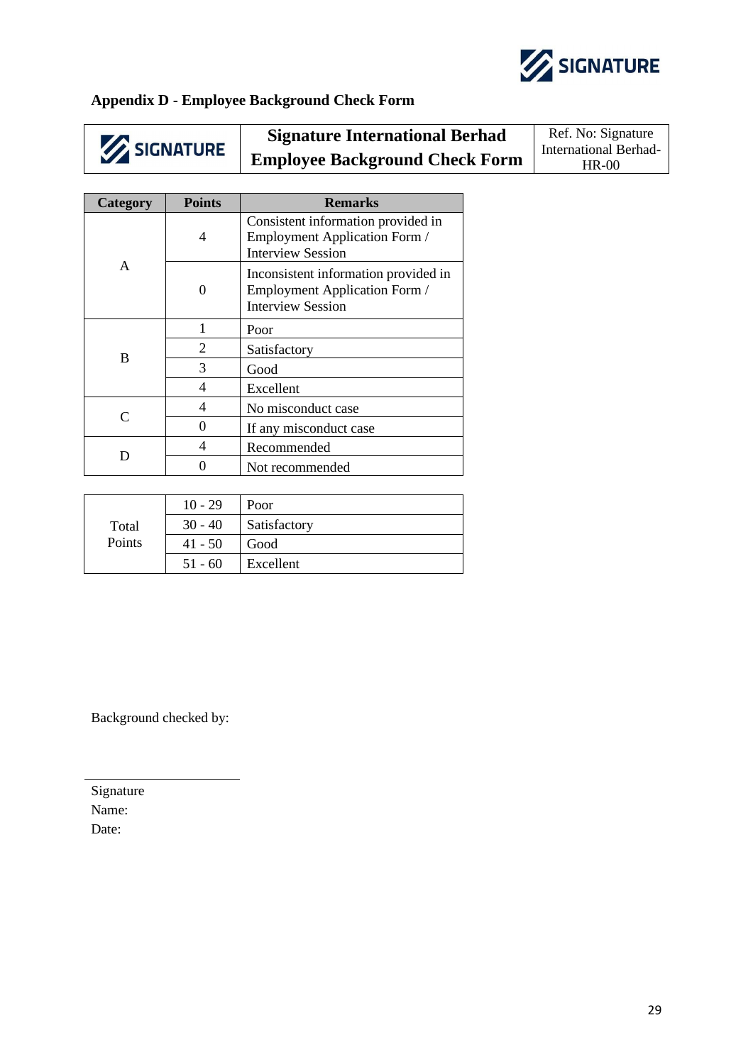## Appendix D - Employee Background Check Form

| | | |
|---|---|---|
| SIGNATURE | **Signature International Berhad**<br>**Employee Background Check Form** | Ref. No: Signature International Berhad-HR-00 |

| Category | Points | Remarks |
|---|---|---|
| A | 4 | Consistent information provided in Employment Application Form / Interview Session |
| | 0 | Inconsistent information provided in Employment Application Form / Interview Session |
| B | 1 | Poor |
| | 2 | Satisfactory |
| | 3 | Good |
| | 4 | Excellent |
| C | 4 | No misconduct case |
| | 0 | If any misconduct case |
| D | 4 | Recommended |
| | 0 | Not recommended |

| | | |
|---|---|---|
| Total Points | 10 - 29 | Poor |
| | 30 - 40 | Satisfactory |
| | 41 - 50 | Good |
| | 51 - 60 | Excellent |

Background checked by:

_______________________
Signature
Name:
Date: